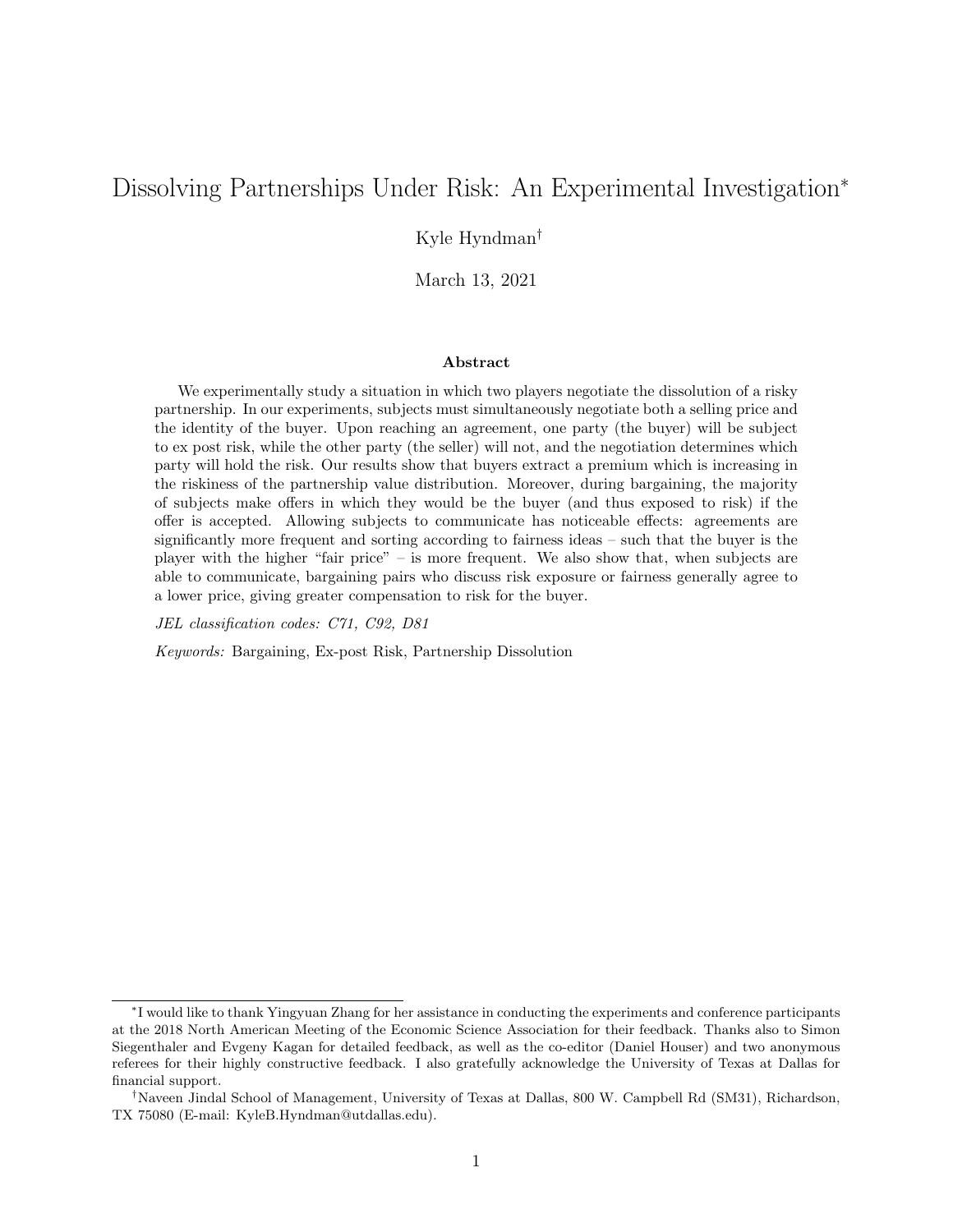# Dissolving Partnerships Under Risk: An Experimental Investigation[*]

Kyle Hyndman[†]

March 13, 2021

## Abstract

We experimentally study a situation in which two players negotiate the dissolution of a risky partnership. In our experiments, subjects must simultaneously negotiate both a selling price and the identity of the buyer. Upon reaching an agreement, one party (the buyer) will be subject to ex post risk, while the other party (the seller) will not, and the negotiation determines which party will hold the risk. Our results show that buyers extract a premium which is increasing in the riskiness of the partnership value distribution. Moreover, during bargaining, the majority of subjects make offers in which they would be the buyer (and thus exposed to risk) if the offer is accepted. Allowing subjects to communicate has noticeable effects: agreements are significantly more frequent and sorting according to fairness ideas – such that the buyer is the player with the higher "fair price" – is more frequent. We also show that, when subjects are able to communicate, bargaining pairs who discuss risk exposure or fairness generally agree to a lower price, giving greater compensation to risk for the buyer.

*JEL classification codes: C71, C92, D81*

*Keywords:* Bargaining, Ex-post Risk, Partnership Dissolution

---

[*] I would like to thank Yingyuan Zhang for her assistance in conducting the experiments and conference participants at the 2018 North American Meeting of the Economic Science Association for their feedback. Thanks also to Simon Siegenthaler and Evgeny Kagan for detailed feedback, as well as the co-editor (Daniel Houser) and two anonymous referees for their highly constructive feedback. I also gratefully acknowledge the University of Texas at Dallas for financial support.

[†] Naveen Jindal School of Management, University of Texas at Dallas, 800 W. Campbell Rd (SM31), Richardson, TX 75080 (E-mail: KyleB.Hyndman@utdallas.edu).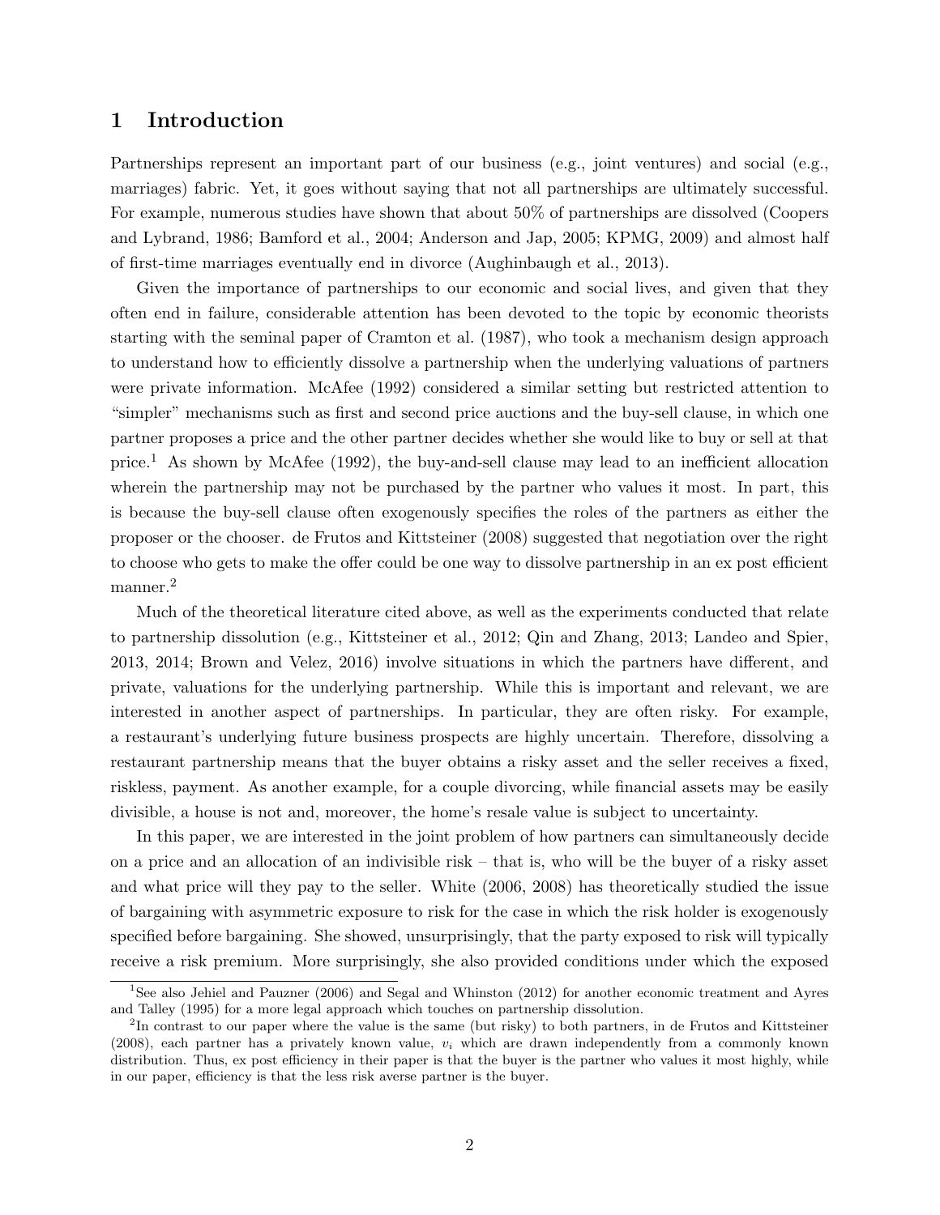## 1 Introduction

Partnerships represent an important part of our business (e.g., joint ventures) and social (e.g., marriages) fabric. Yet, it goes without saying that not all partnerships are ultimately successful. For example, numerous studies have shown that about 50% of partnerships are dissolved (Coopers and Lybrand, 1986; Bamford et al., 2004; Anderson and Jap, 2005; KPMG, 2009) and almost half of first-time marriages eventually end in divorce (Aughinbaugh et al., 2013).

Given the importance of partnerships to our economic and social lives, and given that they often end in failure, considerable attention has been devoted to the topic by economic theorists starting with the seminal paper of Cramton et al. (1987), who took a mechanism design approach to understand how to efficiently dissolve a partnership when the underlying valuations of partners were private information. McAfee (1992) considered a similar setting but restricted attention to "simpler" mechanisms such as first and second price auctions and the buy-sell clause, in which one partner proposes a price and the other partner decides whether she would like to buy or sell at that price.[1] As shown by McAfee (1992), the buy-and-sell clause may lead to an inefficient allocation wherein the partnership may not be purchased by the partner who values it most. In part, this is because the buy-sell clause often exogenously specifies the roles of the partners as either the proposer or the chooser. de Frutos and Kittsteiner (2008) suggested that negotiation over the right to choose who gets to make the offer could be one way to dissolve partnership in an ex post efficient manner.[2]

Much of the theoretical literature cited above, as well as the experiments conducted that relate to partnership dissolution (e.g., Kittsteiner et al., 2012; Qin and Zhang, 2013; Landeo and Spier, 2013, 2014; Brown and Velez, 2016) involve situations in which the partners have different, and private, valuations for the underlying partnership. While this is important and relevant, we are interested in another aspect of partnerships. In particular, they are often risky. For example, a restaurant's underlying future business prospects are highly uncertain. Therefore, dissolving a restaurant partnership means that the buyer obtains a risky asset and the seller receives a fixed, riskless, payment. As another example, for a couple divorcing, while financial assets may be easily divisible, a house is not and, moreover, the home's resale value is subject to uncertainty.

In this paper, we are interested in the joint problem of how partners can simultaneously decide on a price and an allocation of an indivisible risk – that is, who will be the buyer of a risky asset and what price will they pay to the seller. White (2006, 2008) has theoretically studied the issue of bargaining with asymmetric exposure to risk for the case in which the risk holder is exogenously specified before bargaining. She showed, unsurprisingly, that the party exposed to risk will typically receive a risk premium. More surprisingly, she also provided conditions under which the exposed

[1] See also Jehiel and Pauzner (2006) and Segal and Whinston (2012) for another economic treatment and Ayres and Talley (1995) for a more legal approach which touches on partnership dissolution.

[2] In contrast to our paper where the value is the same (but risky) to both partners, in de Frutos and Kittsteiner (2008), each partner has a privately known value, $v_i$ which are drawn independently from a commonly known distribution. Thus, ex post efficiency in their paper is that the buyer is the partner who values it most highly, while in our paper, efficiency is that the less risk averse partner is the buyer.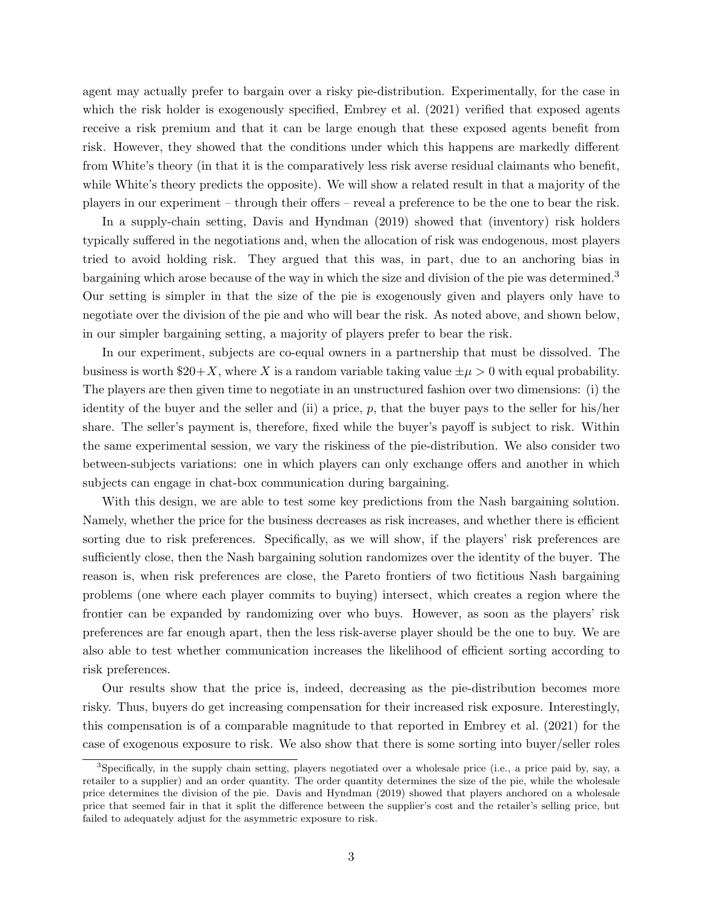agent may actually prefer to bargain over a risky pie-distribution. Experimentally, for the case in which the risk holder is exogenously specified, Embrey et al. (2021) verified that exposed agents receive a risk premium and that it can be large enough that these exposed agents benefit from risk. However, they showed that the conditions under which this happens are markedly different from White's theory (in that it is the comparatively less risk averse residual claimants who benefit, while White's theory predicts the opposite). We will show a related result in that a majority of the players in our experiment – through their offers – reveal a preference to be the one to bear the risk.

In a supply-chain setting, Davis and Hyndman (2019) showed that (inventory) risk holders typically suffered in the negotiations and, when the allocation of risk was endogenous, most players tried to avoid holding risk. They argued that this was, in part, due to an anchoring bias in bargaining which arose because of the way in which the size and division of the pie was determined.[3] Our setting is simpler in that the size of the pie is exogenously given and players only have to negotiate over the division of the pie and who will bear the risk. As noted above, and shown below, in our simpler bargaining setting, a majority of players prefer to bear the risk.

In our experiment, subjects are co-equal owners in a partnership that must be dissolved. The business is worth $\$20+X$, where $X$ is a random variable taking value $\pm\mu > 0$ with equal probability. The players are then given time to negotiate in an unstructured fashion over two dimensions: (i) the identity of the buyer and the seller and (ii) a price, $p$, that the buyer pays to the seller for his/her share. The seller's payment is, therefore, fixed while the buyer's payoff is subject to risk. Within the same experimental session, we vary the riskiness of the pie-distribution. We also consider two between-subjects variations: one in which players can only exchange offers and another in which subjects can engage in chat-box communication during bargaining.

With this design, we are able to test some key predictions from the Nash bargaining solution. Namely, whether the price for the business decreases as risk increases, and whether there is efficient sorting due to risk preferences. Specifically, as we will show, if the players' risk preferences are sufficiently close, then the Nash bargaining solution randomizes over the identity of the buyer. The reason is, when risk preferences are close, the Pareto frontiers of two fictitious Nash bargaining problems (one where each player commits to buying) intersect, which creates a region where the frontier can be expanded by randomizing over who buys. However, as soon as the players' risk preferences are far enough apart, then the less risk-averse player should be the one to buy. We are also able to test whether communication increases the likelihood of efficient sorting according to risk preferences.

Our results show that the price is, indeed, decreasing as the pie-distribution becomes more risky. Thus, buyers do get increasing compensation for their increased risk exposure. Interestingly, this compensation is of a comparable magnitude to that reported in Embrey et al. (2021) for the case of exogenous exposure to risk. We also show that there is some sorting into buyer/seller roles

[3] Specifically, in the supply chain setting, players negotiated over a wholesale price (i.e., a price paid by, say, a retailer to a supplier) and an order quantity. The order quantity determines the size of the pie, while the wholesale price determines the division of the pie. Davis and Hyndman (2019) showed that players anchored on a wholesale price that seemed fair in that it split the difference between the supplier's cost and the retailer's selling price, but failed to adequately adjust for the asymmetric exposure to risk.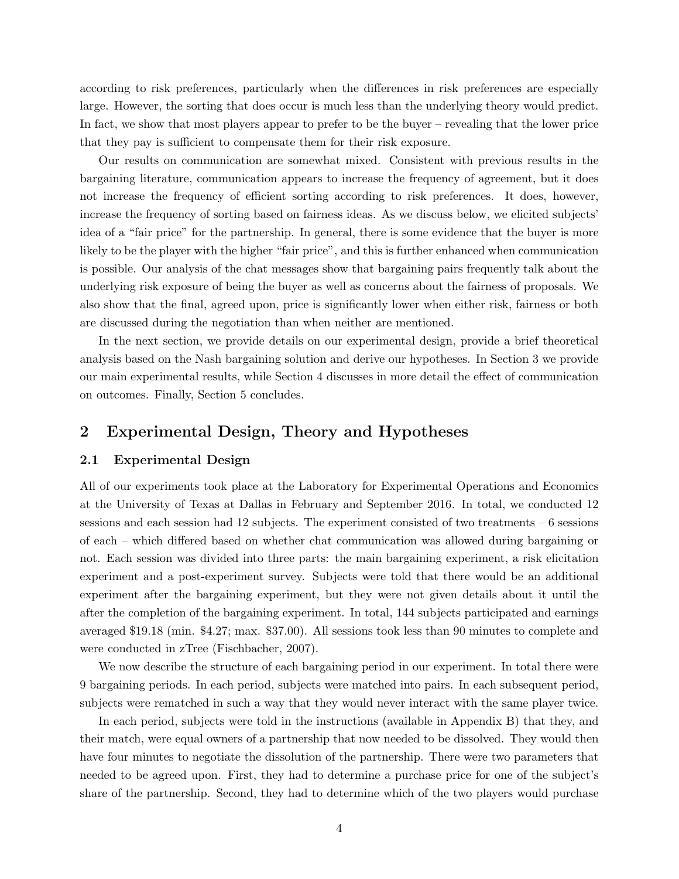according to risk preferences, particularly when the differences in risk preferences are especially large. However, the sorting that does occur is much less than the underlying theory would predict. In fact, we show that most players appear to prefer to be the buyer – revealing that the lower price that they pay is sufficient to compensate them for their risk exposure.

Our results on communication are somewhat mixed. Consistent with previous results in the bargaining literature, communication appears to increase the frequency of agreement, but it does not increase the frequency of efficient sorting according to risk preferences. It does, however, increase the frequency of sorting based on fairness ideas. As we discuss below, we elicited subjects' idea of a "fair price" for the partnership. In general, there is some evidence that the buyer is more likely to be the player with the higher "fair price", and this is further enhanced when communication is possible. Our analysis of the chat messages show that bargaining pairs frequently talk about the underlying risk exposure of being the buyer as well as concerns about the fairness of proposals. We also show that the final, agreed upon, price is significantly lower when either risk, fairness or both are discussed during the negotiation than when neither are mentioned.

In the next section, we provide details on our experimental design, provide a brief theoretical analysis based on the Nash bargaining solution and derive our hypotheses. In Section 3 we provide our main experimental results, while Section 4 discusses in more detail the effect of communication on outcomes. Finally, Section 5 concludes.

## 2 Experimental Design, Theory and Hypotheses

### 2.1 Experimental Design

All of our experiments took place at the Laboratory for Experimental Operations and Economics at the University of Texas at Dallas in February and September 2016. In total, we conducted 12 sessions and each session had 12 subjects. The experiment consisted of two treatments – 6 sessions of each – which differed based on whether chat communication was allowed during bargaining or not. Each session was divided into three parts: the main bargaining experiment, a risk elicitation experiment and a post-experiment survey. Subjects were told that there would be an additional experiment after the bargaining experiment, but they were not given details about it until the after the completion of the bargaining experiment. In total, 144 subjects participated and earnings averaged \$19.18 (min. \$4.27; max. \$37.00). All sessions took less than 90 minutes to complete and were conducted in zTree (Fischbacher, 2007).

We now describe the structure of each bargaining period in our experiment. In total there were 9 bargaining periods. In each period, subjects were matched into pairs. In each subsequent period, subjects were rematched in such a way that they would never interact with the same player twice.

In each period, subjects were told in the instructions (available in Appendix B) that they, and their match, were equal owners of a partnership that now needed to be dissolved. They would then have four minutes to negotiate the dissolution of the partnership. There were two parameters that needed to be agreed upon. First, they had to determine a purchase price for one of the subject's share of the partnership. Second, they had to determine which of the two players would purchase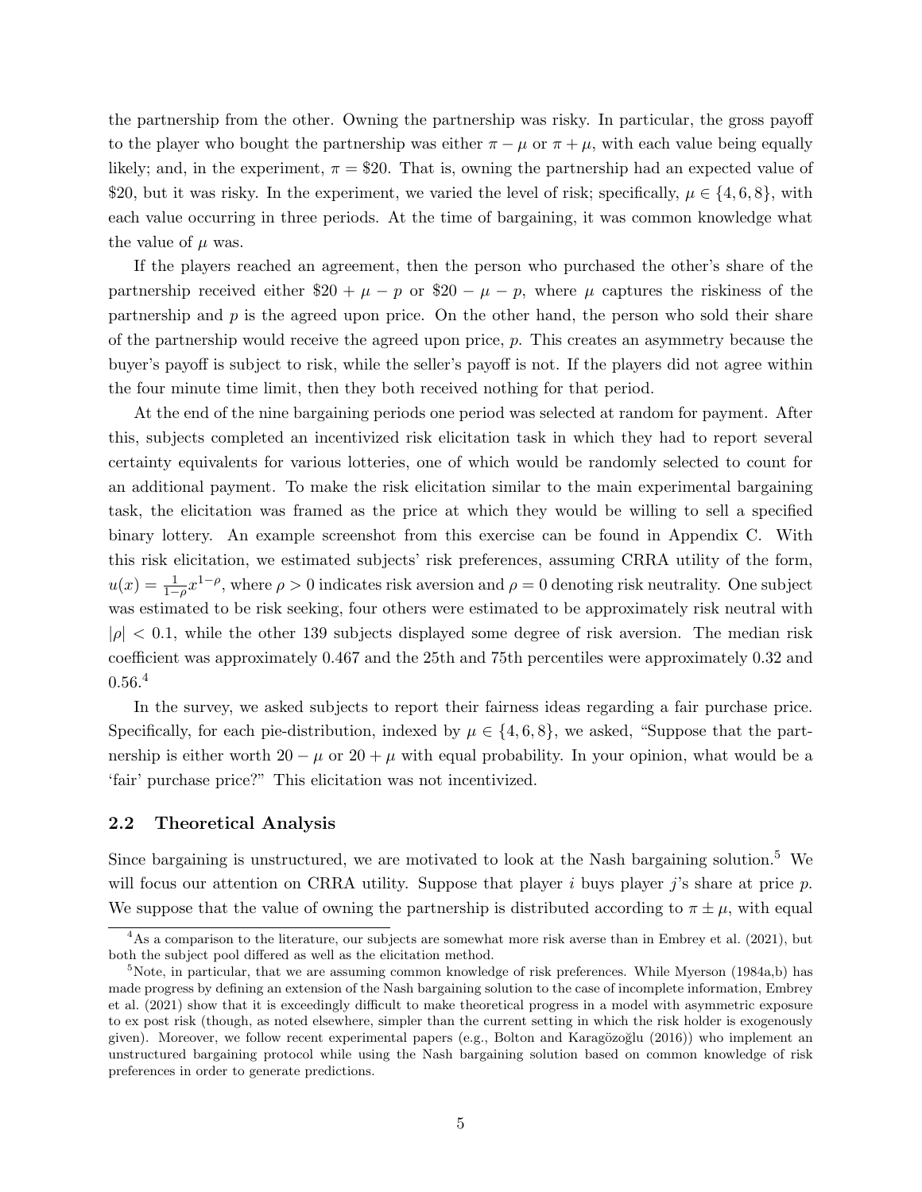the partnership from the other. Owning the partnership was risky. In particular, the gross payoff to the player who bought the partnership was either $\pi - \mu$ or $\pi + \mu$, with each value being equally likely; and, in the experiment, $\pi = \$20$. That is, owning the partnership had an expected value of \$20, but it was risky. In the experiment, we varied the level of risk; specifically, $\mu \in \{4, 6, 8\}$, with each value occurring in three periods. At the time of bargaining, it was common knowledge what the value of $\mu$ was.

If the players reached an agreement, then the person who purchased the other's share of the partnership received either $\$20 + \mu - p$ or $\$20 - \mu - p$, where $\mu$ captures the riskiness of the partnership and $p$ is the agreed upon price. On the other hand, the person who sold their share of the partnership would receive the agreed upon price, $p$. This creates an asymmetry because the buyer's payoff is subject to risk, while the seller's payoff is not. If the players did not agree within the four minute time limit, then they both received nothing for that period.

At the end of the nine bargaining periods one period was selected at random for payment. After this, subjects completed an incentivized risk elicitation task in which they had to report several certainty equivalents for various lotteries, one of which would be randomly selected to count for an additional payment. To make the risk elicitation similar to the main experimental bargaining task, the elicitation was framed as the price at which they would be willing to sell a specified binary lottery. An example screenshot from this exercise can be found in Appendix C. With this risk elicitation, we estimated subjects' risk preferences, assuming CRRA utility of the form, $u(x) = \frac{1}{1-\rho}x^{1-\rho}$, where $\rho > 0$ indicates risk aversion and $\rho = 0$ denoting risk neutrality. One subject was estimated to be risk seeking, four others were estimated to be approximately risk neutral with $|\rho| < 0.1$, while the other 139 subjects displayed some degree of risk aversion. The median risk coefficient was approximately 0.467 and the 25th and 75th percentiles were approximately 0.32 and 0.56.[4]

In the survey, we asked subjects to report their fairness ideas regarding a fair purchase price. Specifically, for each pie-distribution, indexed by $\mu \in \{4, 6, 8\}$, we asked, "Suppose that the partnership is either worth $20 - \mu$ or $20 + \mu$ with equal probability. In your opinion, what would be a 'fair' purchase price?" This elicitation was not incentivized.

## 2.2 Theoretical Analysis

Since bargaining is unstructured, we are motivated to look at the Nash bargaining solution.[5] We will focus our attention on CRRA utility. Suppose that player $i$ buys player $j$'s share at price $p$. We suppose that the value of owning the partnership is distributed according to $\pi \pm \mu$, with equal

---

[4] As a comparison to the literature, our subjects are somewhat more risk averse than in Embrey et al. (2021), but both the subject pool differed as well as the elicitation method.

[5] Note, in particular, that we are assuming common knowledge of risk preferences. While Myerson (1984a,b) has made progress by defining an extension of the Nash bargaining solution to the case of incomplete information, Embrey et al. (2021) show that it is exceedingly difficult to make theoretical progress in a model with asymmetric exposure to ex post risk (though, as noted elsewhere, simpler than the current setting in which the risk holder is exogenously given). Moreover, we follow recent experimental papers (e.g., Bolton and Karagözoğlu (2016)) who implement an unstructured bargaining protocol while using the Nash bargaining solution based on common knowledge of risk preferences in order to generate predictions.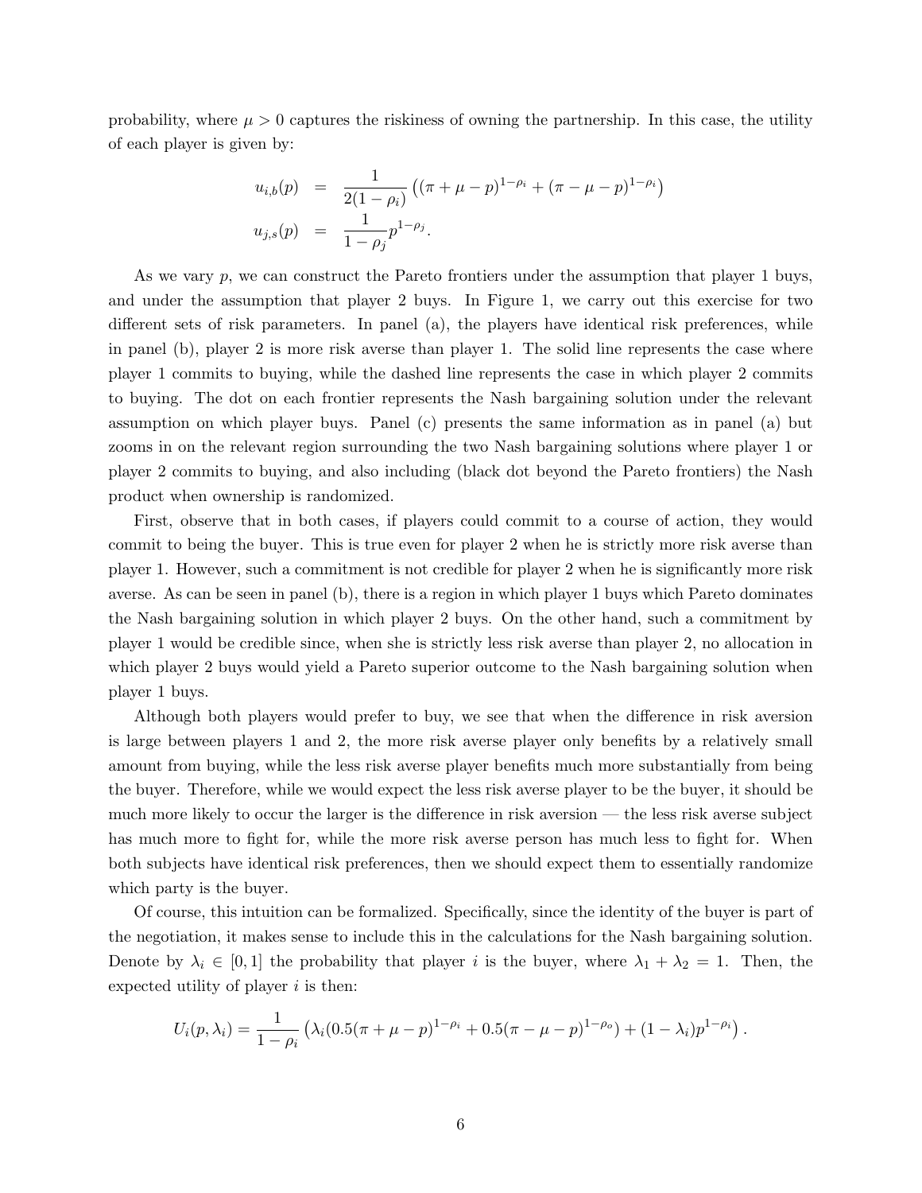probability, where $\mu > 0$ captures the riskiness of owning the partnership. In this case, the utility of each player is given by:

$$
\begin{aligned}
u_{i,b}(p) &= \frac{1}{2(1-\rho_i)}\left((\pi+\mu-p)^{1-\rho_i} + (\pi-\mu-p)^{1-\rho_i}\right) \\
u_{j,s}(p) &= \frac{1}{1-\rho_j} p^{1-\rho_j}.
\end{aligned}
$$

As we vary $p$, we can construct the Pareto frontiers under the assumption that player 1 buys, and under the assumption that player 2 buys. In Figure 1, we carry out this exercise for two different sets of risk parameters. In panel (a), the players have identical risk preferences, while in panel (b), player 2 is more risk averse than player 1. The solid line represents the case where player 1 commits to buying, while the dashed line represents the case in which player 2 commits to buying. The dot on each frontier represents the Nash bargaining solution under the relevant assumption on which player buys. Panel (c) presents the same information as in panel (a) but zooms in on the relevant region surrounding the two Nash bargaining solutions where player 1 or player 2 commits to buying, and also including (black dot beyond the Pareto frontiers) the Nash product when ownership is randomized.

First, observe that in both cases, if players could commit to a course of action, they would commit to being the buyer. This is true even for player 2 when he is strictly more risk averse than player 1. However, such a commitment is not credible for player 2 when he is significantly more risk averse. As can be seen in panel (b), there is a region in which player 1 buys which Pareto dominates the Nash bargaining solution in which player 2 buys. On the other hand, such a commitment by player 1 would be credible since, when she is strictly less risk averse than player 2, no allocation in which player 2 buys would yield a Pareto superior outcome to the Nash bargaining solution when player 1 buys.

Although both players would prefer to buy, we see that when the difference in risk aversion is large between players 1 and 2, the more risk averse player only benefits by a relatively small amount from buying, while the less risk averse player benefits much more substantially from being the buyer. Therefore, while we would expect the less risk averse player to be the buyer, it should be much more likely to occur the larger is the difference in risk aversion — the less risk averse subject has much more to fight for, while the more risk averse person has much less to fight for. When both subjects have identical risk preferences, then we should expect them to essentially randomize which party is the buyer.

Of course, this intuition can be formalized. Specifically, since the identity of the buyer is part of the negotiation, it makes sense to include this in the calculations for the Nash bargaining solution. Denote by $\lambda_i \in [0,1]$ the probability that player $i$ is the buyer, where $\lambda_1 + \lambda_2 = 1$. Then, the expected utility of player $i$ is then:

$$
U_i(p,\lambda_i) = \frac{1}{1-\rho_i}\left(\lambda_i(0.5(\pi+\mu-p)^{1-\rho_i} + 0.5(\pi-\mu-p)^{1-\rho_o}) + (1-\lambda_i)p^{1-\rho_i}\right).
$$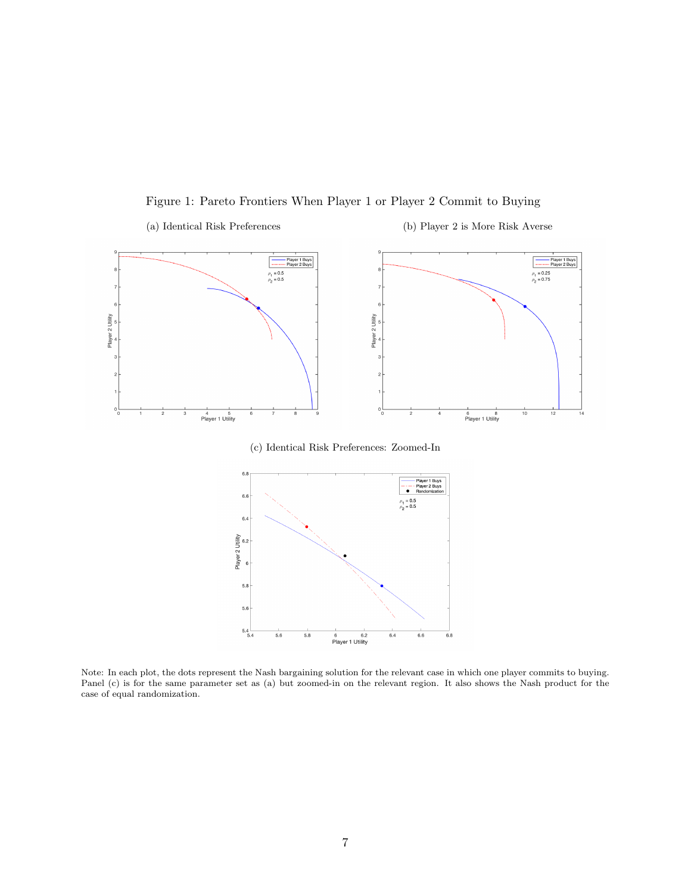Figure 1: Pareto Frontiers When Player 1 or Player 2 Commit to Buying

(a) Identical Risk Preferences

(b) Player 2 is More Risk Averse

(c) Identical Risk Preferences: Zoomed-In

Note: In each plot, the dots represent the Nash bargaining solution for the relevant case in which one player commits to buying. Panel (c) is for the same parameter set as (a) but zoomed-in on the relevant region. It also shows the Nash product for the case of equal randomization.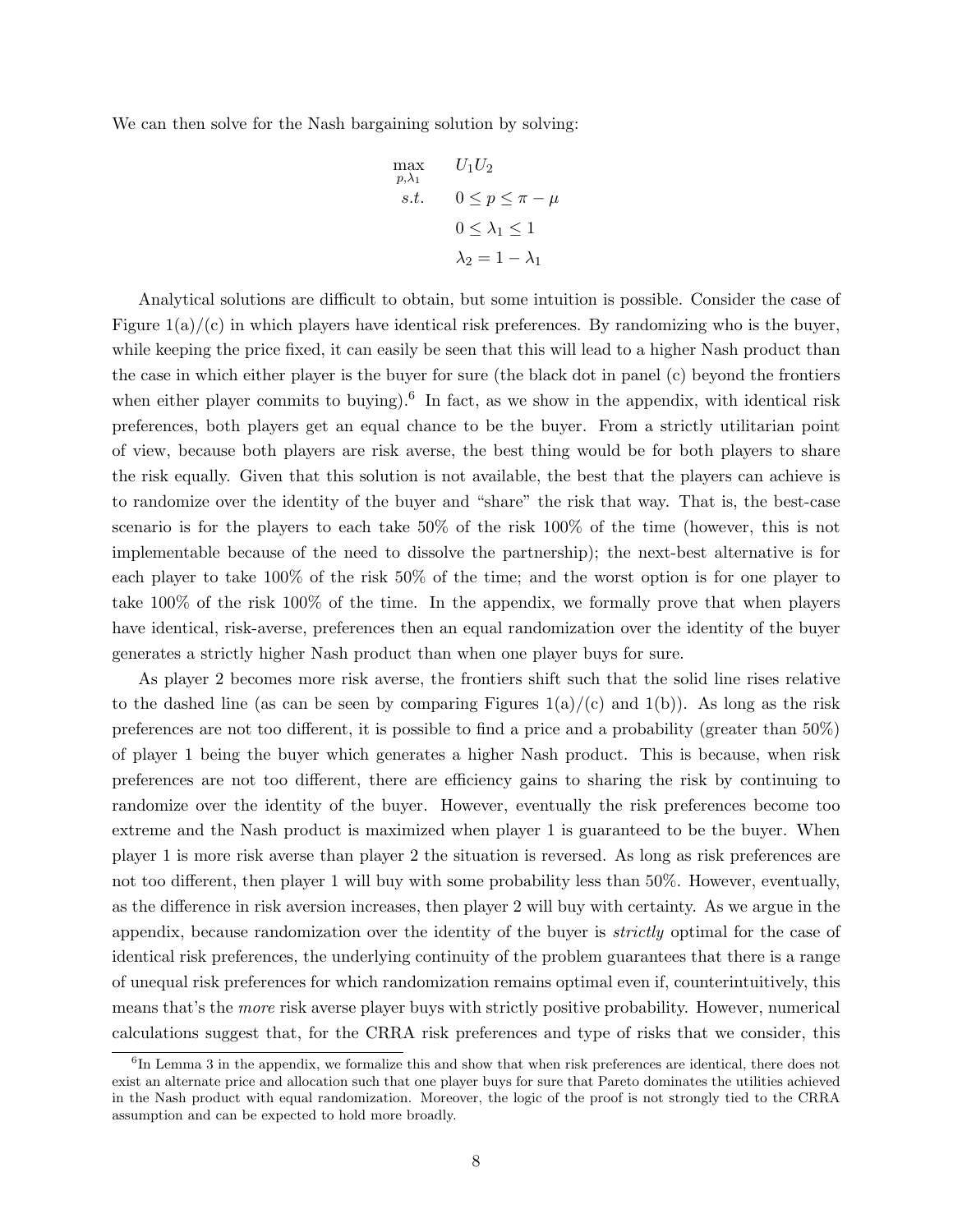We can then solve for the Nash bargaining solution by solving:

$$
\begin{aligned}
\max_{p,\lambda_1} \quad & U_1 U_2 \\
s.t. \quad & 0 \le p \le \pi - \mu \\
& 0 \le \lambda_1 \le 1 \\
& \lambda_2 = 1 - \lambda_1
\end{aligned}
$$

Analytical solutions are difficult to obtain, but some intuition is possible. Consider the case of Figure 1(a)/(c) in which players have identical risk preferences. By randomizing who is the buyer, while keeping the price fixed, it can easily be seen that this will lead to a higher Nash product than the case in which either player is the buyer for sure (the black dot in panel (c) beyond the frontiers when either player commits to buying).[6] In fact, as we show in the appendix, with identical risk preferences, both players get an equal chance to be the buyer. From a strictly utilitarian point of view, because both players are risk averse, the best thing would be for both players to share the risk equally. Given that this solution is not available, the best that the players can achieve is to randomize over the identity of the buyer and "share" the risk that way. That is, the best-case scenario is for the players to each take 50% of the risk 100% of the time (however, this is not implementable because of the need to dissolve the partnership); the next-best alternative is for each player to take 100% of the risk 50% of the time; and the worst option is for one player to take 100% of the risk 100% of the time. In the appendix, we formally prove that when players have identical, risk-averse, preferences then an equal randomization over the identity of the buyer generates a strictly higher Nash product than when one player buys for sure.

As player 2 becomes more risk averse, the frontiers shift such that the solid line rises relative to the dashed line (as can be seen by comparing Figures 1(a)/(c) and 1(b)). As long as the risk preferences are not too different, it is possible to find a price and a probability (greater than 50%) of player 1 being the buyer which generates a higher Nash product. This is because, when risk preferences are not too different, there are efficiency gains to sharing the risk by continuing to randomize over the identity of the buyer. However, eventually the risk preferences become too extreme and the Nash product is maximized when player 1 is guaranteed to be the buyer. When player 1 is more risk averse than player 2 the situation is reversed. As long as risk preferences are not too different, then player 1 will buy with some probability less than 50%. However, eventually, as the difference in risk aversion increases, then player 2 will buy with certainty. As we argue in the appendix, because randomization over the identity of the buyer is *strictly* optimal for the case of identical risk preferences, the underlying continuity of the problem guarantees that there is a range of unequal risk preferences for which randomization remains optimal even if, counterintuitively, this means that's the *more* risk averse player buys with strictly positive probability. However, numerical calculations suggest that, for the CRRA risk preferences and type of risks that we consider, this

[6] In Lemma 3 in the appendix, we formalize this and show that when risk preferences are identical, there does not exist an alternate price and allocation such that one player buys for sure that Pareto dominates the utilities achieved in the Nash product with equal randomization. Moreover, the logic of the proof is not strongly tied to the CRRA assumption and can be expected to hold more broadly.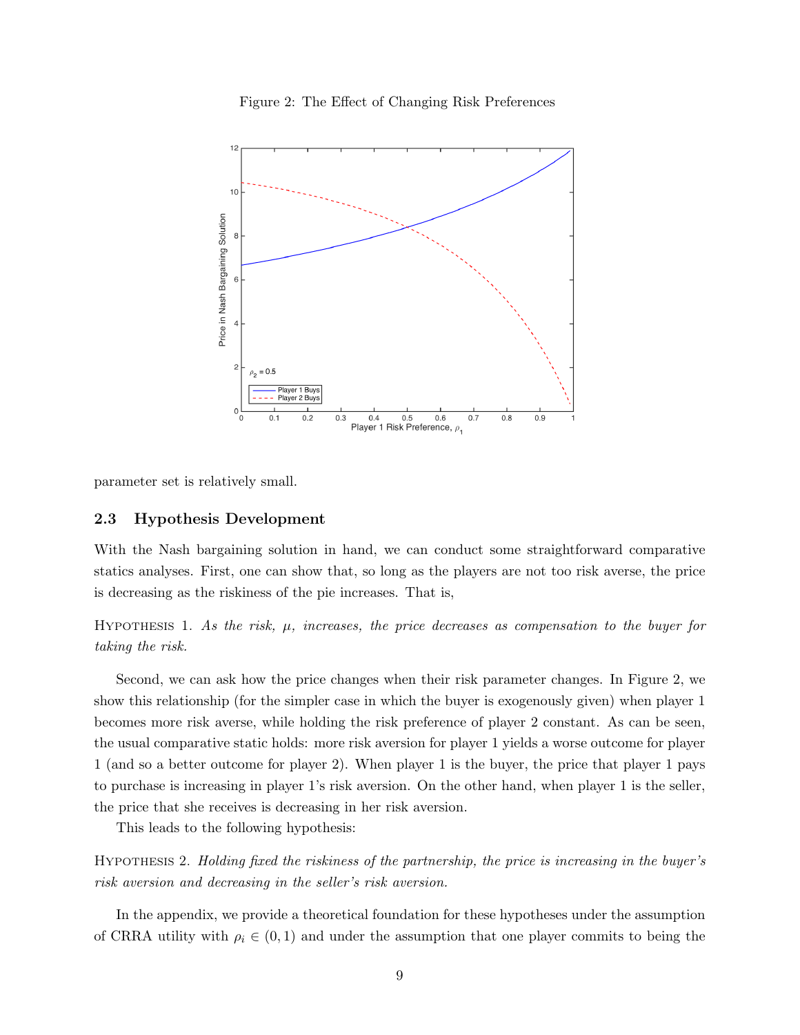Figure 2: The Effect of Changing Risk Preferences

parameter set is relatively small.

## 2.3 Hypothesis Development

With the Nash bargaining solution in hand, we can conduct some straightforward comparative statics analyses. First, one can show that, so long as the players are not too risk averse, the price is decreasing as the riskiness of the pie increases. That is,

Hypothesis 1. *As the risk, $\mu$, increases, the price decreases as compensation to the buyer for taking the risk.*

Second, we can ask how the price changes when their risk parameter changes. In Figure 2, we show this relationship (for the simpler case in which the buyer is exogenously given) when player 1 becomes more risk averse, while holding the risk preference of player 2 constant. As can be seen, the usual comparative static holds: more risk aversion for player 1 yields a worse outcome for player 1 (and so a better outcome for player 2). When player 1 is the buyer, the price that player 1 pays to purchase is increasing in player 1's risk aversion. On the other hand, when player 1 is the seller, the price that she receives is decreasing in her risk aversion.

This leads to the following hypothesis:

Hypothesis 2. *Holding fixed the riskiness of the partnership, the price is increasing in the buyer's risk aversion and decreasing in the seller's risk aversion.*

In the appendix, we provide a theoretical foundation for these hypotheses under the assumption of CRRA utility with $\rho_i \in (0, 1)$ and under the assumption that one player commits to being the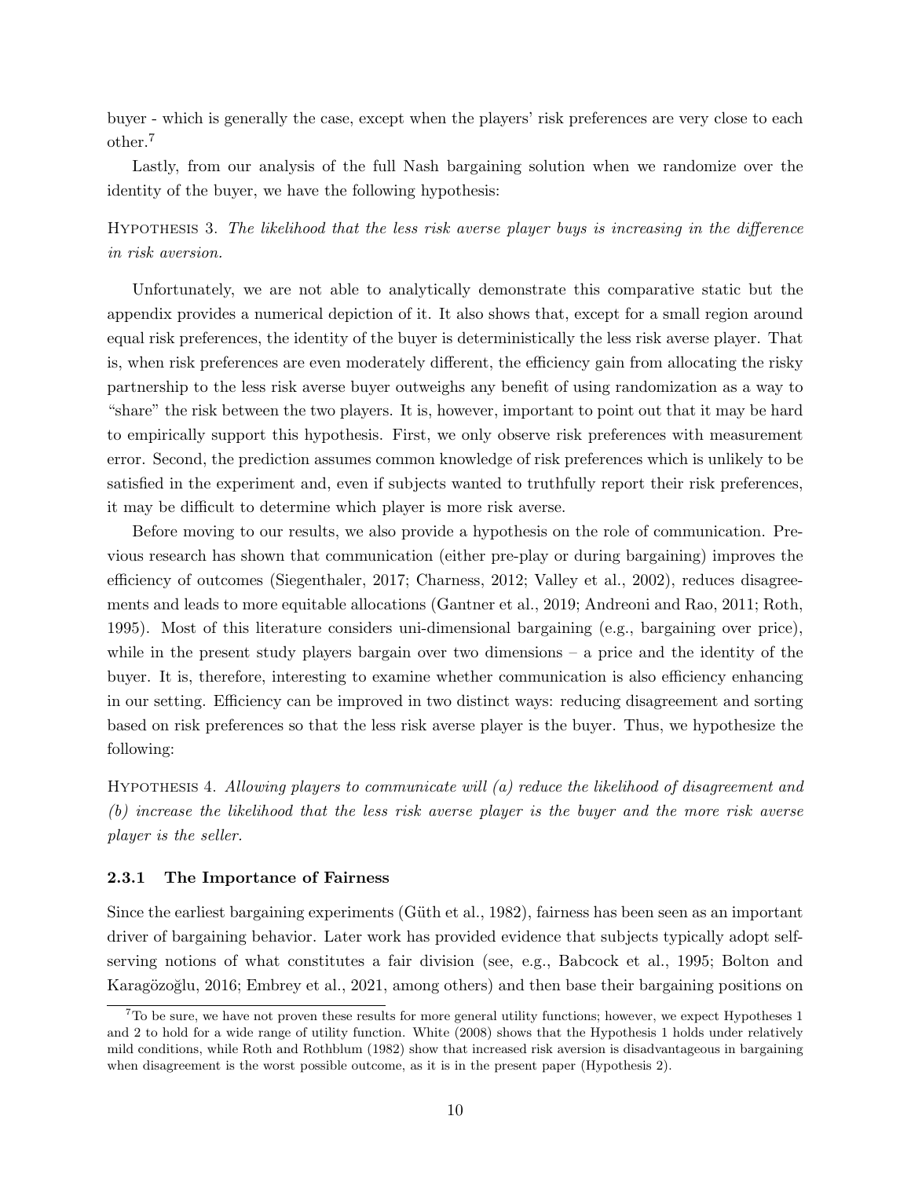buyer - which is generally the case, except when the players' risk preferences are very close to each other.[7]

Lastly, from our analysis of the full Nash bargaining solution when we randomize over the identity of the buyer, we have the following hypothesis:

Hypothesis 3. *The likelihood that the less risk averse player buys is increasing in the difference in risk aversion.*

Unfortunately, we are not able to analytically demonstrate this comparative static but the appendix provides a numerical depiction of it. It also shows that, except for a small region around equal risk preferences, the identity of the buyer is deterministically the less risk averse player. That is, when risk preferences are even moderately different, the efficiency gain from allocating the risky partnership to the less risk averse buyer outweighs any benefit of using randomization as a way to "share" the risk between the two players. It is, however, important to point out that it may be hard to empirically support this hypothesis. First, we only observe risk preferences with measurement error. Second, the prediction assumes common knowledge of risk preferences which is unlikely to be satisfied in the experiment and, even if subjects wanted to truthfully report their risk preferences, it may be difficult to determine which player is more risk averse.

Before moving to our results, we also provide a hypothesis on the role of communication. Previous research has shown that communication (either pre-play or during bargaining) improves the efficiency of outcomes (Siegenthaler, 2017; Charness, 2012; Valley et al., 2002), reduces disagreements and leads to more equitable allocations (Gantner et al., 2019; Andreoni and Rao, 2011; Roth, 1995). Most of this literature considers uni-dimensional bargaining (e.g., bargaining over price), while in the present study players bargain over two dimensions – a price and the identity of the buyer. It is, therefore, interesting to examine whether communication is also efficiency enhancing in our setting. Efficiency can be improved in two distinct ways: reducing disagreement and sorting based on risk preferences so that the less risk averse player is the buyer. Thus, we hypothesize the following:

Hypothesis 4. *Allowing players to communicate will (a) reduce the likelihood of disagreement and (b) increase the likelihood that the less risk averse player is the buyer and the more risk averse player is the seller.*

### 2.3.1 The Importance of Fairness

Since the earliest bargaining experiments (Güth et al., 1982), fairness has been seen as an important driver of bargaining behavior. Later work has provided evidence that subjects typically adopt self-serving notions of what constitutes a fair division (see, e.g., Babcock et al., 1995; Bolton and Karagözoğlu, 2016; Embrey et al., 2021, among others) and then base their bargaining positions on

[7] To be sure, we have not proven these results for more general utility functions; however, we expect Hypotheses 1 and 2 to hold for a wide range of utility function. White (2008) shows that the Hypothesis 1 holds under relatively mild conditions, while Roth and Rothblum (1982) show that increased risk aversion is disadvantageous in bargaining when disagreement is the worst possible outcome, as it is in the present paper (Hypothesis 2).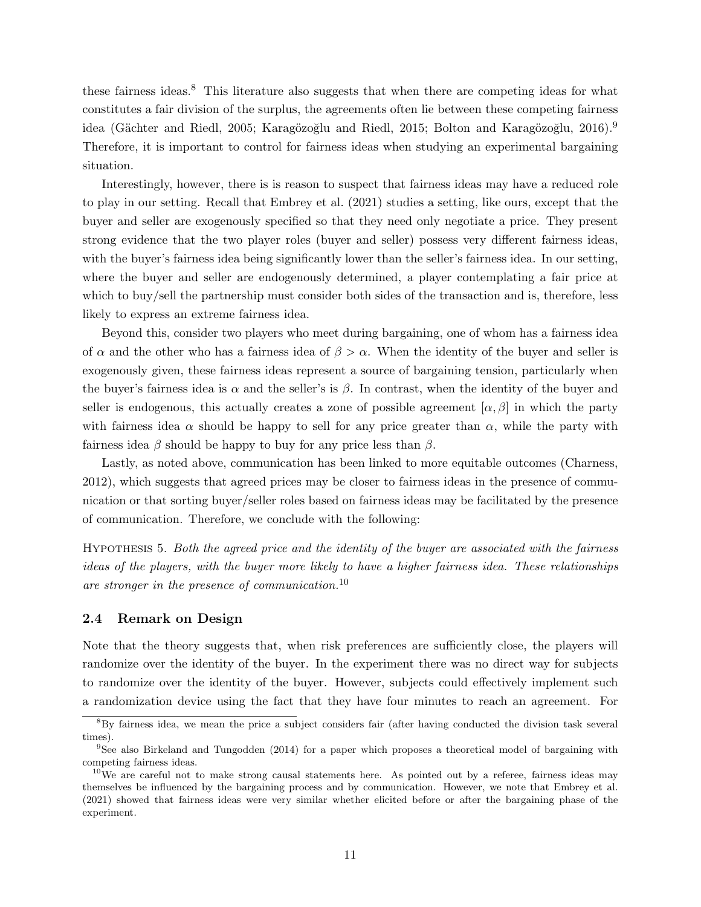these fairness ideas.[8] This literature also suggests that when there are competing ideas for what constitutes a fair division of the surplus, the agreements often lie between these competing fairness idea (Gächter and Riedl, 2005; Karagözoğlu and Riedl, 2015; Bolton and Karagözoğlu, 2016).[9] Therefore, it is important to control for fairness ideas when studying an experimental bargaining situation.

Interestingly, however, there is is reason to suspect that fairness ideas may have a reduced role to play in our setting. Recall that Embrey et al. (2021) studies a setting, like ours, except that the buyer and seller are exogenously specified so that they need only negotiate a price. They present strong evidence that the two player roles (buyer and seller) possess very different fairness ideas, with the buyer's fairness idea being significantly lower than the seller's fairness idea. In our setting, where the buyer and seller are endogenously determined, a player contemplating a fair price at which to buy/sell the partnership must consider both sides of the transaction and is, therefore, less likely to express an extreme fairness idea.

Beyond this, consider two players who meet during bargaining, one of whom has a fairness idea of $\alpha$ and the other who has a fairness idea of $\beta > \alpha$. When the identity of the buyer and seller is exogenously given, these fairness ideas represent a source of bargaining tension, particularly when the buyer's fairness idea is $\alpha$ and the seller's is $\beta$. In contrast, when the identity of the buyer and seller is endogenous, this actually creates a zone of possible agreement $[\alpha, \beta]$ in which the party with fairness idea $\alpha$ should be happy to sell for any price greater than $\alpha$, while the party with fairness idea $\beta$ should be happy to buy for any price less than $\beta$.

Lastly, as noted above, communication has been linked to more equitable outcomes (Charness, 2012), which suggests that agreed prices may be closer to fairness ideas in the presence of communication or that sorting buyer/seller roles based on fairness ideas may be facilitated by the presence of communication. Therefore, we conclude with the following:

Hypothesis 5. *Both the agreed price and the identity of the buyer are associated with the fairness ideas of the players, with the buyer more likely to have a higher fairness idea. These relationships are stronger in the presence of communication.*[10]

### 2.4 Remark on Design

Note that the theory suggests that, when risk preferences are sufficiently close, the players will randomize over the identity of the buyer. In the experiment there was no direct way for subjects to randomize over the identity of the buyer. However, subjects could effectively implement such a randomization device using the fact that they have four minutes to reach an agreement. For

[8] By fairness idea, we mean the price a subject considers fair (after having conducted the division task several times).

[9] See also Birkeland and Tungodden (2014) for a paper which proposes a theoretical model of bargaining with competing fairness ideas.

[10] We are careful not to make strong causal statements here. As pointed out by a referee, fairness ideas may themselves be influenced by the bargaining process and by communication. However, we note that Embrey et al. (2021) showed that fairness ideas were very similar whether elicited before or after the bargaining phase of the experiment.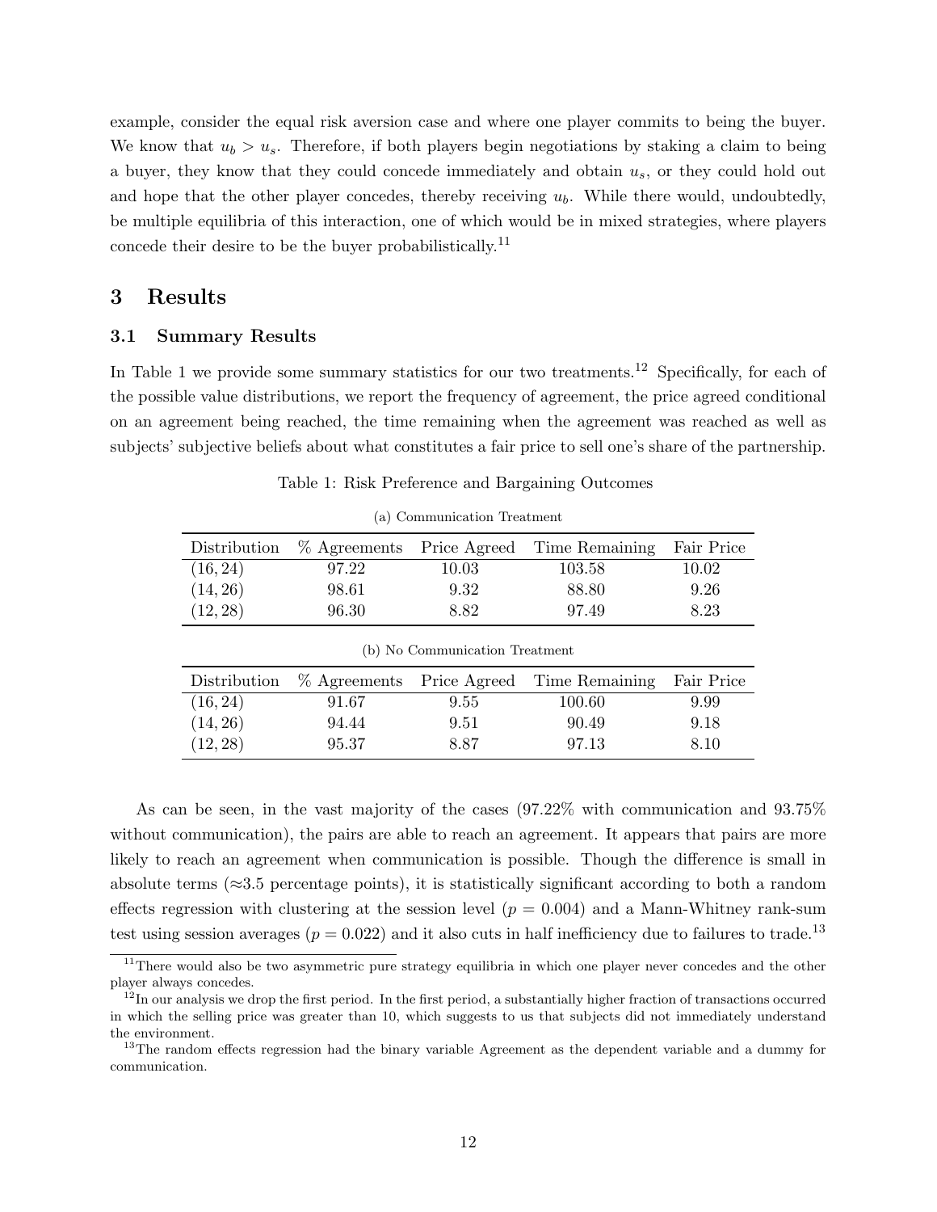example, consider the equal risk aversion case and where one player commits to being the buyer. We know that $u_b > u_s$. Therefore, if both players begin negotiations by staking a claim to being a buyer, they know that they could concede immediately and obtain $u_s$, or they could hold out and hope that the other player concedes, thereby receiving $u_b$. While there would, undoubtedly, be multiple equilibria of this interaction, one of which would be in mixed strategies, where players concede their desire to be the buyer probabilistically.[11]

## 3 Results

### 3.1 Summary Results

In Table 1 we provide some summary statistics for our two treatments.[12] Specifically, for each of the possible value distributions, we report the frequency of agreement, the price agreed conditional on an agreement being reached, the time remaining when the agreement was reached as well as subjects' subjective beliefs about what constitutes a fair price to sell one's share of the partnership.

Table 1: Risk Preference and Bargaining Outcomes

(a) Communication Treatment

| Distribution | % Agreements | Price Agreed | Time Remaining | Fair Price |
|---|---|---|---|---|
| (16, 24) | 97.22 | 10.03 | 103.58 | 10.02 |
| (14, 26) | 98.61 | 9.32 | 88.80 | 9.26 |
| (12, 28) | 96.30 | 8.82 | 97.49 | 8.23 |

(b) No Communication Treatment

| Distribution | % Agreements | Price Agreed | Time Remaining | Fair Price |
|---|---|---|---|---|
| (16, 24) | 91.67 | 9.55 | 100.60 | 9.99 |
| (14, 26) | 94.44 | 9.51 | 90.49 | 9.18 |
| (12, 28) | 95.37 | 8.87 | 97.13 | 8.10 |

As can be seen, in the vast majority of the cases (97.22% with communication and 93.75% without communication), the pairs are able to reach an agreement. It appears that pairs are more likely to reach an agreement when communication is possible. Though the difference is small in absolute terms (≈3.5 percentage points), it is statistically significant according to both a random effects regression with clustering at the session level ($p = 0.004$) and a Mann-Whitney rank-sum test using session averages ($p = 0.022$) and it also cuts in half inefficiency due to failures to trade.[13]

[11] There would also be two asymmetric pure strategy equilibria in which one player never concedes and the other player always concedes.

[12] In our analysis we drop the first period. In the first period, a substantially higher fraction of transactions occurred in which the selling price was greater than 10, which suggests to us that subjects did not immediately understand the environment.

[13] The random effects regression had the binary variable Agreement as the dependent variable and a dummy for communication.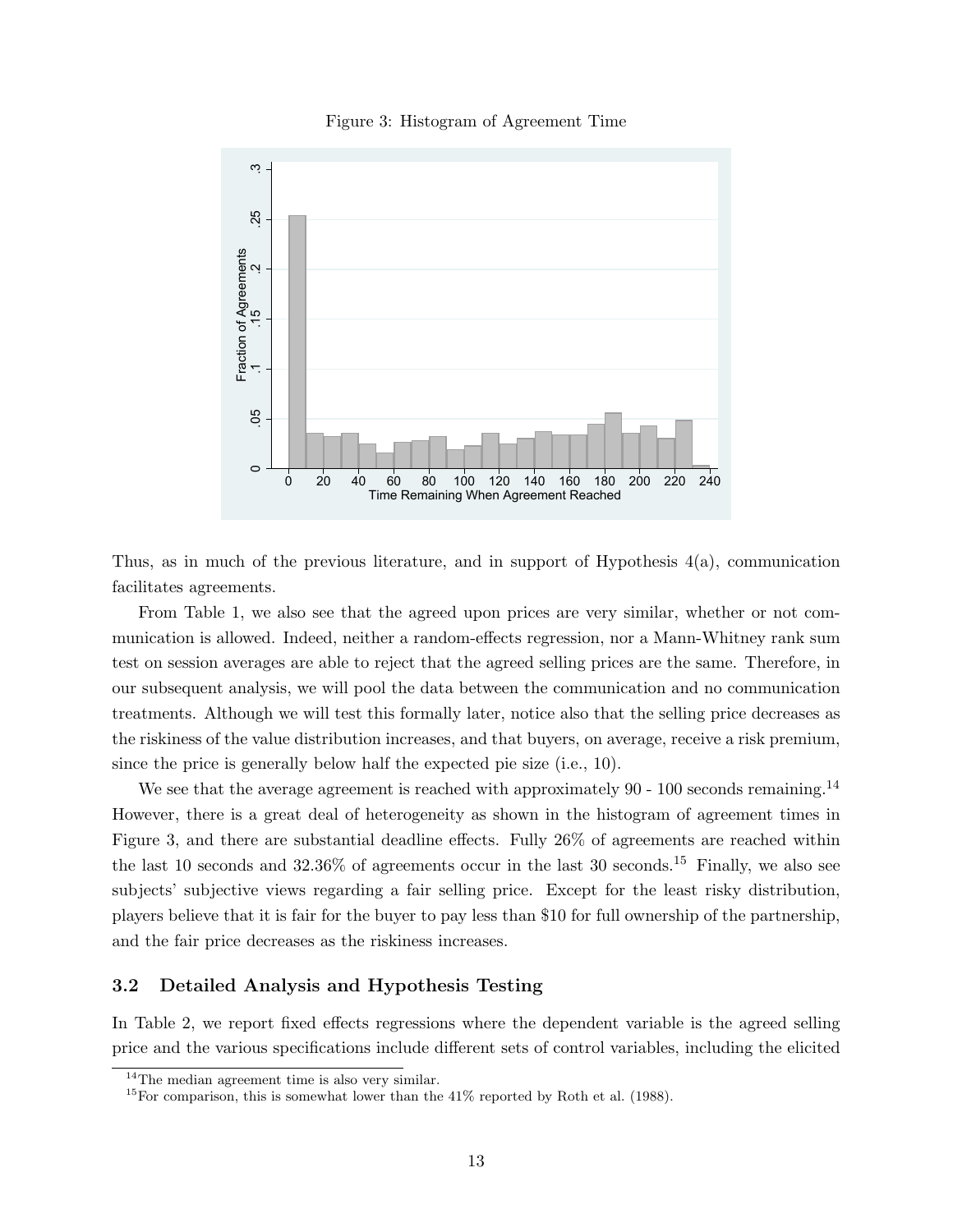Figure 3: Histogram of Agreement Time

Thus, as in much of the previous literature, and in support of Hypothesis 4(a), communication facilitates agreements.

From Table 1, we also see that the agreed upon prices are very similar, whether or not communication is allowed. Indeed, neither a random-effects regression, nor a Mann-Whitney rank sum test on session averages are able to reject that the agreed selling prices are the same. Therefore, in our subsequent analysis, we will pool the data between the communication and no communication treatments. Although we will test this formally later, notice also that the selling price decreases as the riskiness of the value distribution increases, and that buyers, on average, receive a risk premium, since the price is generally below half the expected pie size (i.e., 10).

We see that the average agreement is reached with approximately 90 - 100 seconds remaining.[14] However, there is a great deal of heterogeneity as shown in the histogram of agreement times in Figure 3, and there are substantial deadline effects. Fully 26% of agreements are reached within the last 10 seconds and 32.36% of agreements occur in the last 30 seconds.[15] Finally, we also see subjects' subjective views regarding a fair selling price. Except for the least risky distribution, players believe that it is fair for the buyer to pay less than \$10 for full ownership of the partnership, and the fair price decreases as the riskiness increases.

### 3.2 Detailed Analysis and Hypothesis Testing

In Table 2, we report fixed effects regressions where the dependent variable is the agreed selling price and the various specifications include different sets of control variables, including the elicited

[14] The median agreement time is also very similar.

[15] For comparison, this is somewhat lower than the 41% reported by Roth et al. (1988).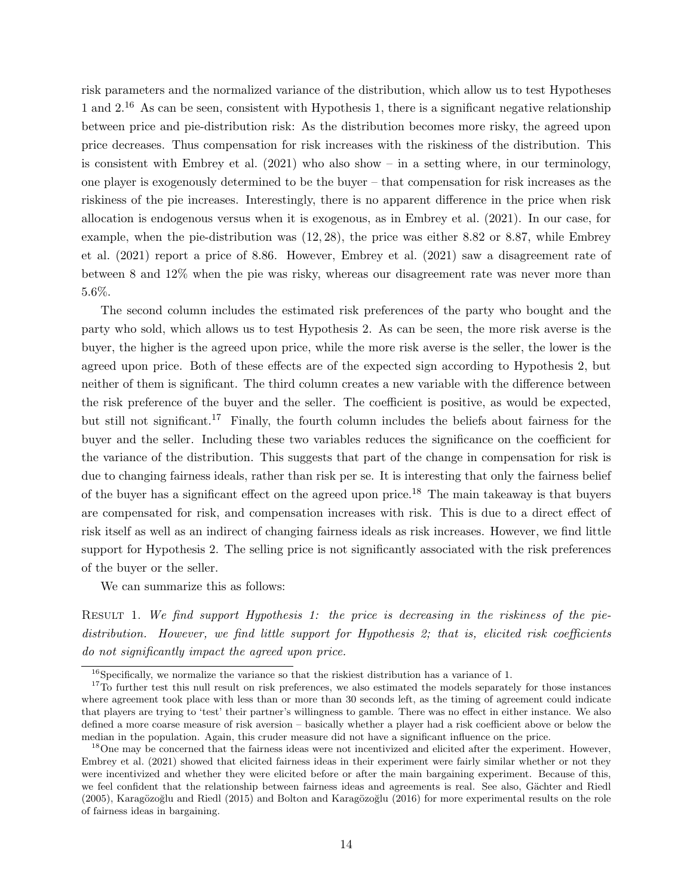risk parameters and the normalized variance of the distribution, which allow us to test Hypotheses 1 and 2.[16] As can be seen, consistent with Hypothesis 1, there is a significant negative relationship between price and pie-distribution risk: As the distribution becomes more risky, the agreed upon price decreases. Thus compensation for risk increases with the riskiness of the distribution. This is consistent with Embrey et al. (2021) who also show – in a setting where, in our terminology, one player is exogenously determined to be the buyer – that compensation for risk increases as the riskiness of the pie increases. Interestingly, there is no apparent difference in the price when risk allocation is endogenous versus when it is exogenous, as in Embrey et al. (2021). In our case, for example, when the pie-distribution was $(12, 28)$, the price was either 8.82 or 8.87, while Embrey et al. (2021) report a price of 8.86. However, Embrey et al. (2021) saw a disagreement rate of between 8 and 12% when the pie was risky, whereas our disagreement rate was never more than 5.6%.

The second column includes the estimated risk preferences of the party who bought and the party who sold, which allows us to test Hypothesis 2. As can be seen, the more risk averse is the buyer, the higher is the agreed upon price, while the more risk averse is the seller, the lower is the agreed upon price. Both of these effects are of the expected sign according to Hypothesis 2, but neither of them is significant. The third column creates a new variable with the difference between the risk preference of the buyer and the seller. The coefficient is positive, as would be expected, but still not significant.[17] Finally, the fourth column includes the beliefs about fairness for the buyer and the seller. Including these two variables reduces the significance on the coefficient for the variance of the distribution. This suggests that part of the change in compensation for risk is due to changing fairness ideals, rather than risk per se. It is interesting that only the fairness belief of the buyer has a significant effect on the agreed upon price.[18] The main takeaway is that buyers are compensated for risk, and compensation increases with risk. This is due to a direct effect of risk itself as well as an indirect of changing fairness ideals as risk increases. However, we find little support for Hypothesis 2. The selling price is not significantly associated with the risk preferences of the buyer or the seller.

We can summarize this as follows:

Result 1. *We find support Hypothesis 1: the price is decreasing in the riskiness of the pie-distribution. However, we find little support for Hypothesis 2; that is, elicited risk coefficients do not significantly impact the agreed upon price.*

---

[16] Specifically, we normalize the variance so that the riskiest distribution has a variance of 1.

[17] To further test this null result on risk preferences, we also estimated the models separately for those instances where agreement took place with less than or more than 30 seconds left, as the timing of agreement could indicate that players are trying to 'test' their partner's willingness to gamble. There was no effect in either instance. We also defined a more coarse measure of risk aversion – basically whether a player had a risk coefficient above or below the median in the population. Again, this cruder measure did not have a significant influence on the price.

[18] One may be concerned that the fairness ideas were not incentivized and elicited after the experiment. However, Embrey et al. (2021) showed that elicited fairness ideas in their experiment were fairly similar whether or not they were incentivized and whether they were elicited before or after the main bargaining experiment. Because of this, we feel confident that the relationship between fairness ideas and agreements is real. See also, Gächter and Riedl (2005), Karagözoğlu and Riedl (2015) and Bolton and Karagözoğlu (2016) for more experimental results on the role of fairness ideas in bargaining.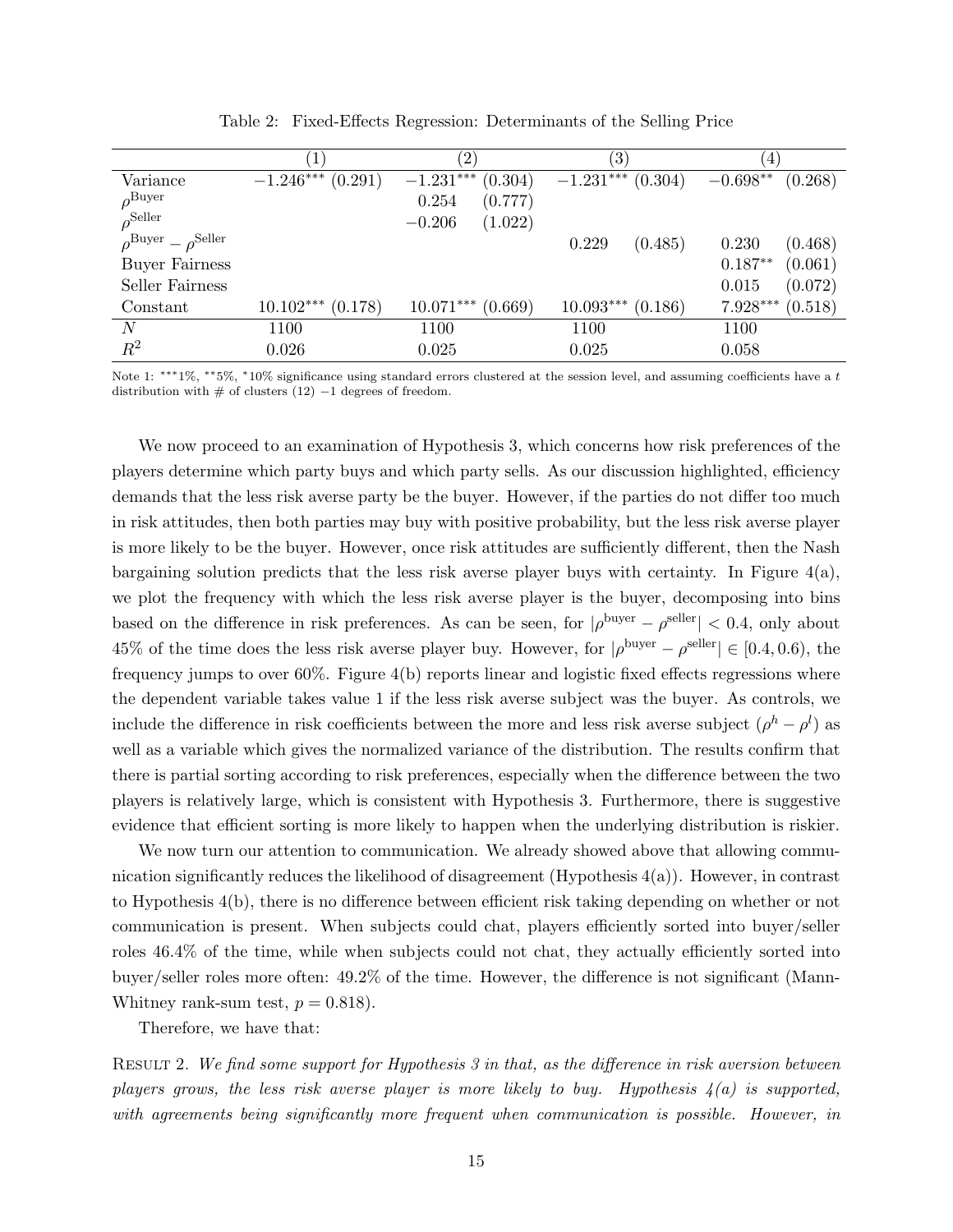Table 2: Fixed-Effects Regression: Determinants of the Selling Price

| | (1) | | (2) | | (3) | | (4) | |
|---|---|---|---|---|---|---|---|---|
| Variance | $-1.246^{***}$ | (0.291) | $-1.231^{***}$ | (0.304) | $-1.231^{***}$ | (0.304) | $-0.698^{**}$ | (0.268) |
| $\rho^{\text{Buyer}}$ | | | 0.254 | (0.777) | | | | |
| $\rho^{\text{Seller}}$ | | | $-0.206$ | (1.022) | | | | |
| $\rho^{\text{Buyer}} - \rho^{\text{Seller}}$ | | | | | 0.229 | (0.485) | 0.230 | (0.468) |
| Buyer Fairness | | | | | | | $0.187^{**}$ | (0.061) |
| Seller Fairness | | | | | | | 0.015 | (0.072) |
| Constant | $10.102^{***}$ | (0.178) | $10.071^{***}$ | (0.669) | $10.093^{***}$ | (0.186) | $7.928^{***}$ | (0.518) |
| $N$ | 1100 | | 1100 | | 1100 | | 1100 | |
| $R^2$ | 0.026 | | 0.025 | | 0.025 | | 0.058 | |

Note 1: ***1%, **5%, *10% significance using standard errors clustered at the session level, and assuming coefficients have a $t$ distribution with # of clusters (12) $-1$ degrees of freedom.

We now proceed to an examination of Hypothesis 3, which concerns how risk preferences of the players determine which party buys and which party sells. As our discussion highlighted, efficiency demands that the less risk averse party be the buyer. However, if the parties do not differ too much in risk attitudes, then both parties may buy with positive probability, but the less risk averse player is more likely to be the buyer. However, once risk attitudes are sufficiently different, then the Nash bargaining solution predicts that the less risk averse player buys with certainty. In Figure 4(a), we plot the frequency with which the less risk averse player is the buyer, decomposing into bins based on the difference in risk preferences. As can be seen, for $|\rho^{\text{buyer}} - \rho^{\text{seller}}| < 0.4$, only about 45% of the time does the less risk averse player buy. However, for $|\rho^{\text{buyer}} - \rho^{\text{seller}}| \in [0.4, 0.6)$, the frequency jumps to over 60%. Figure 4(b) reports linear and logistic fixed effects regressions where the dependent variable takes value 1 if the less risk averse subject was the buyer. As controls, we include the difference in risk coefficients between the more and less risk averse subject ($\rho^h - \rho^l$) as well as a variable which gives the normalized variance of the distribution. The results confirm that there is partial sorting according to risk preferences, especially when the difference between the two players is relatively large, which is consistent with Hypothesis 3. Furthermore, there is suggestive evidence that efficient sorting is more likely to happen when the underlying distribution is riskier.

We now turn our attention to communication. We already showed above that allowing communication significantly reduces the likelihood of disagreement (Hypothesis 4(a)). However, in contrast to Hypothesis 4(b), there is no difference between efficient risk taking depending on whether or not communication is present. When subjects could chat, players efficiently sorted into buyer/seller roles 46.4% of the time, while when subjects could not chat, they actually efficiently sorted into buyer/seller roles more often: 49.2% of the time. However, the difference is not significant (Mann-Whitney rank-sum test, $p = 0.818$).

Therefore, we have that:

Result 2. *We find some support for Hypothesis 3 in that, as the difference in risk aversion between players grows, the less risk averse player is more likely to buy. Hypothesis 4(a) is supported, with agreements being significantly more frequent when communication is possible. However, in*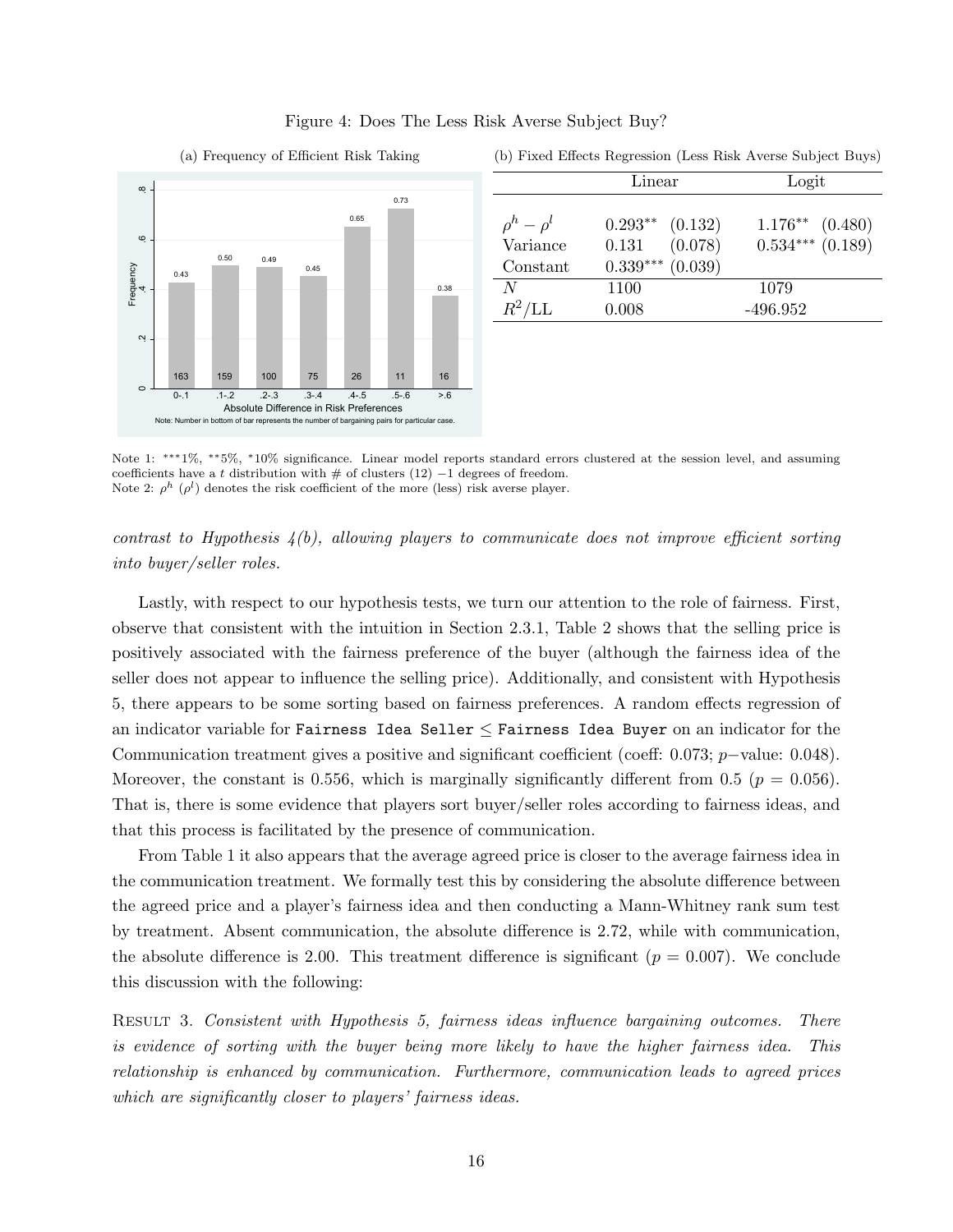Figure 4: Does The Less Risk Averse Subject Buy?

(a) Frequency of Efficient Risk Taking

| Absolute Difference in Risk Preferences | 0-.1 | .1-.2 | .2-.3 | .3-.4 | .4-.5 | .5-.6 | >.6 |
|---|---|---|---|---|---|---|---|
| Frequency | 0.43 | 0.50 | 0.49 | 0.45 | 0.65 | 0.73 | 0.38 |
| Number of bargaining pairs | 163 | 159 | 100 | 75 | 26 | 11 | 16 |

Note: Number in bottom of bar represents the number of bargaining pairs for particular case.

(b) Fixed Effects Regression (Less Risk Averse Subject Buys)

| | Linear | | Logit | |
|---|---|---|---|---|
| $\rho^h - \rho^l$ | 0.293** | (0.132) | 1.176** | (0.480) |
| Variance | 0.131 | (0.078) | 0.534*** | (0.189) |
| Constant | 0.339*** | (0.039) | | |
| $N$ | 1100 | | 1079 | |
| $R^2$/LL | 0.008 | | -496.952 | |

Note 1: ***1%, **5%, *10% significance. Linear model reports standard errors clustered at the session level, and assuming coefficients have a $t$ distribution with # of clusters (12) −1 degrees of freedom.
Note 2: $\rho^h$ ($\rho^l$) denotes the risk coefficient of the more (less) risk averse player.

*contrast to Hypothesis 4(b), allowing players to communicate does not improve efficient sorting into buyer/seller roles.*

Lastly, with respect to our hypothesis tests, we turn our attention to the role of fairness. First, observe that consistent with the intuition in Section 2.3.1, Table 2 shows that the selling price is positively associated with the fairness preference of the buyer (although the fairness idea of the seller does not appear to influence the selling price). Additionally, and consistent with Hypothesis 5, there appears to be some sorting based on fairness preferences. A random effects regression of an indicator variable for `Fairness Idea Seller` $\leq$ `Fairness Idea Buyer` on an indicator for the Communication treatment gives a positive and significant coefficient (coeff: 0.073; $p-$value: 0.048). Moreover, the constant is 0.556, which is marginally significantly different from 0.5 ($p = 0.056$). That is, there is some evidence that players sort buyer/seller roles according to fairness ideas, and that this process is facilitated by the presence of communication.

From Table 1 it also appears that the average agreed price is closer to the average fairness idea in the communication treatment. We formally test this by considering the absolute difference between the agreed price and a player's fairness idea and then conducting a Mann-Whitney rank sum test by treatment. Absent communication, the absolute difference is 2.72, while with communication, the absolute difference is 2.00. This treatment difference is significant ($p = 0.007$). We conclude this discussion with the following:

Result 3. *Consistent with Hypothesis 5, fairness ideas influence bargaining outcomes. There is evidence of sorting with the buyer being more likely to have the higher fairness idea. This relationship is enhanced by communication. Furthermore, communication leads to agreed prices which are significantly closer to players' fairness ideas.*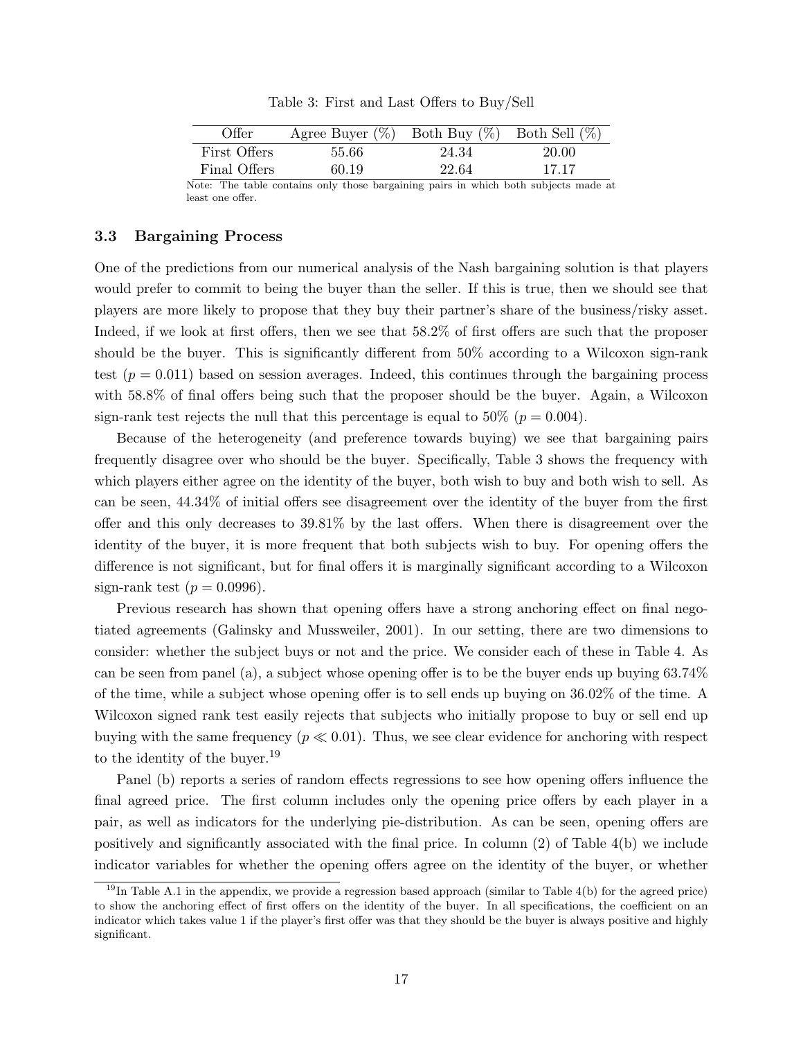Table 3: First and Last Offers to Buy/Sell

| Offer | Agree Buyer (%) | Both Buy (%) | Both Sell (%) |
|---|---|---|---|
| First Offers | 55.66 | 24.34 | 20.00 |
| Final Offers | 60.19 | 22.64 | 17.17 |

Note: The table contains only those bargaining pairs in which both subjects made at least one offer.

### 3.3 Bargaining Process

One of the predictions from our numerical analysis of the Nash bargaining solution is that players would prefer to commit to being the buyer than the seller. If this is true, then we should see that players are more likely to propose that they buy their partner's share of the business/risky asset. Indeed, if we look at first offers, then we see that 58.2% of first offers are such that the proposer should be the buyer. This is significantly different from 50% according to a Wilcoxon sign-rank test ($p = 0.011$) based on session averages. Indeed, this continues through the bargaining process with 58.8% of final offers being such that the proposer should be the buyer. Again, a Wilcoxon sign-rank test rejects the null that this percentage is equal to 50% ($p = 0.004$).

Because of the heterogeneity (and preference towards buying) we see that bargaining pairs frequently disagree over who should be the buyer. Specifically, Table 3 shows the frequency with which players either agree on the identity of the buyer, both wish to buy and both wish to sell. As can be seen, 44.34% of initial offers see disagreement over the identity of the buyer from the first offer and this only decreases to 39.81% by the last offers. When there is disagreement over the identity of the buyer, it is more frequent that both subjects wish to buy. For opening offers the difference is not significant, but for final offers it is marginally significant according to a Wilcoxon sign-rank test ($p = 0.0996$).

Previous research has shown that opening offers have a strong anchoring effect on final negotiated agreements (Galinsky and Mussweiler, 2001). In our setting, there are two dimensions to consider: whether the subject buys or not and the price. We consider each of these in Table 4. As can be seen from panel (a), a subject whose opening offer is to be the buyer ends up buying 63.74% of the time, while a subject whose opening offer is to sell ends up buying on 36.02% of the time. A Wilcoxon signed rank test easily rejects that subjects who initially propose to buy or sell end up buying with the same frequency ($p \ll 0.01$). Thus, we see clear evidence for anchoring with respect to the identity of the buyer.[19]

Panel (b) reports a series of random effects regressions to see how opening offers influence the final agreed price. The first column includes only the opening price offers by each player in a pair, as well as indicators for the underlying pie-distribution. As can be seen, opening offers are positively and significantly associated with the final price. In column (2) of Table 4(b) we include indicator variables for whether the opening offers agree on the identity of the buyer, or whether

[19] In Table A.1 in the appendix, we provide a regression based approach (similar to Table 4(b) for the agreed price) to show the anchoring effect of first offers on the identity of the buyer. In all specifications, the coefficient on an indicator which takes value 1 if the player's first offer was that they should be the buyer is always positive and highly significant.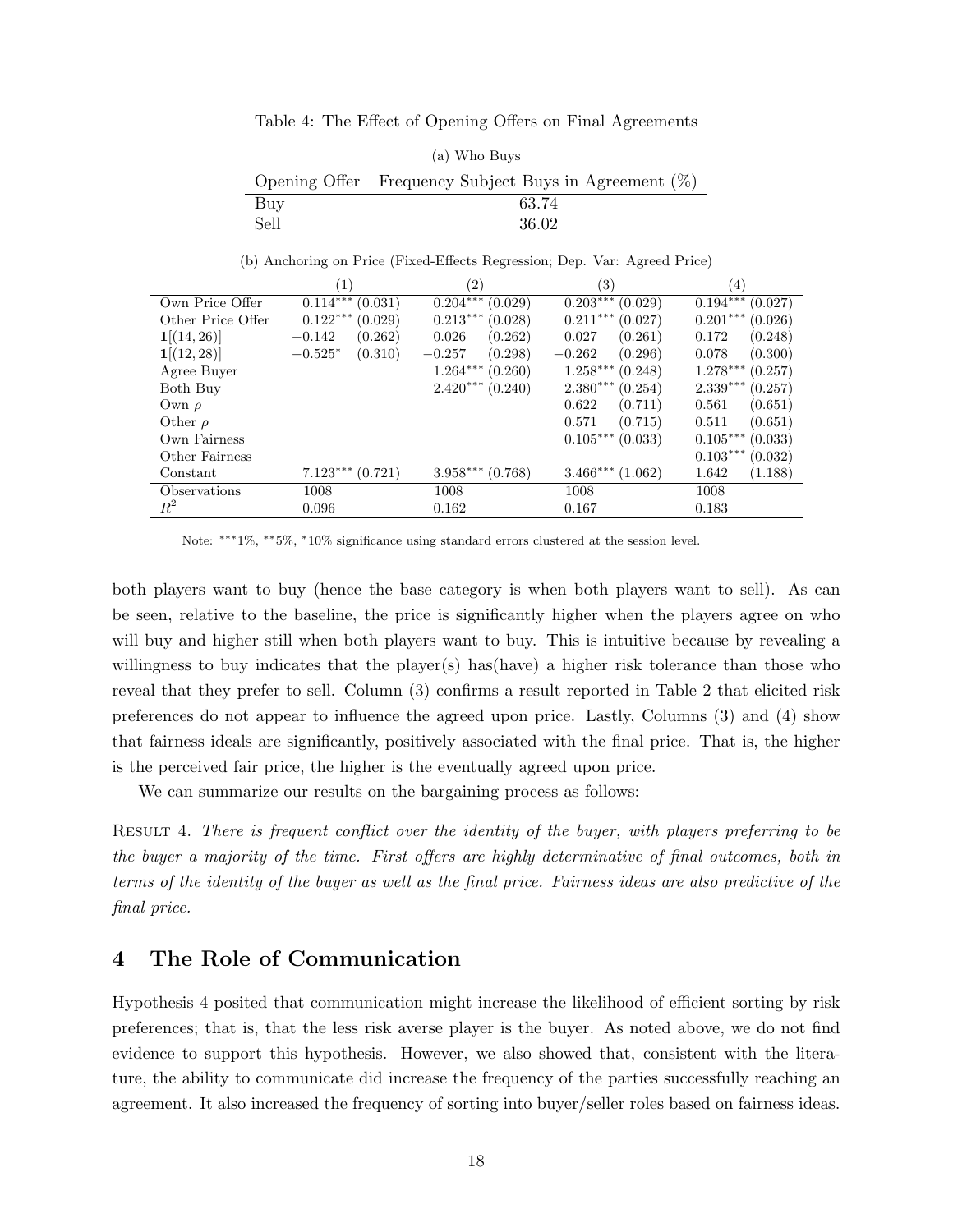Table 4: The Effect of Opening Offers on Final Agreements

(a) Who Buys

| Opening Offer | Frequency Subject Buys in Agreement (%) |
|---|---|
| Buy | 63.74 |
| Sell | 36.02 |

(b) Anchoring on Price (Fixed-Effects Regression; Dep. Var: Agreed Price)

| | (1) | | (2) | | (3) | | (4) | |
|---|---|---|---|---|---|---|---|---|
| Own Price Offer | $0.114^{***}$ | (0.031) | $0.204^{***}$ | (0.029) | $0.203^{***}$ | (0.029) | $0.194^{***}$ | (0.027) |
| Other Price Offer | $0.122^{***}$ | (0.029) | $0.213^{***}$ | (0.028) | $0.211^{***}$ | (0.027) | $0.201^{***}$ | (0.026) |
| $\mathbf{1}[(14, 26)]$ | $-0.142$ | (0.262) | 0.026 | (0.262) | 0.027 | (0.261) | 0.172 | (0.248) |
| $\mathbf{1}[(12, 28)]$ | $-0.525^{*}$ | (0.310) | $-0.257$ | (0.298) | $-0.262$ | (0.296) | 0.078 | (0.300) |
| Agree Buyer | | | $1.264^{***}$ | (0.260) | $1.258^{***}$ | (0.248) | $1.278^{***}$ | (0.257) |
| Both Buy | | | $2.420^{***}$ | (0.240) | $2.380^{***}$ | (0.254) | $2.339^{***}$ | (0.257) |
| Own $\rho$ | | | | | 0.622 | (0.711) | 0.561 | (0.651) |
| Other $\rho$ | | | | | 0.571 | (0.715) | 0.511 | (0.651) |
| Own Fairness | | | | | $0.105^{***}$ | (0.033) | $0.105^{***}$ | (0.033) |
| Other Fairness | | | | | | | $0.103^{***}$ | (0.032) |
| Constant | $7.123^{***}$ | (0.721) | $3.958^{***}$ | (0.768) | $3.466^{***}$ | (1.062) | 1.642 | (1.188) |
| Observations | 1008 | | 1008 | | 1008 | | 1008 | |
| $R^2$ | 0.096 | | 0.162 | | 0.167 | | 0.183 | |

Note: $^{***}$1%, $^{**}$5%, $^{*}$10% significance using standard errors clustered at the session level.

both players want to buy (hence the base category is when both players want to sell). As can be seen, relative to the baseline, the price is significantly higher when the players agree on who will buy and higher still when both players want to buy. This is intuitive because by revealing a willingness to buy indicates that the player(s) has(have) a higher risk tolerance than those who reveal that they prefer to sell. Column (3) confirms a result reported in Table 2 that elicited risk preferences do not appear to influence the agreed upon price. Lastly, Columns (3) and (4) show that fairness ideals are significantly, positively associated with the final price. That is, the higher is the perceived fair price, the higher is the eventually agreed upon price.

We can summarize our results on the bargaining process as follows:

RESULT 4. *There is frequent conflict over the identity of the buyer, with players preferring to be the buyer a majority of the time. First offers are highly determinative of final outcomes, both in terms of the identity of the buyer as well as the final price. Fairness ideas are also predictive of the final price.*

## 4 The Role of Communication

Hypothesis 4 posited that communication might increase the likelihood of efficient sorting by risk preferences; that is, that the less risk averse player is the buyer. As noted above, we do not find evidence to support this hypothesis. However, we also showed that, consistent with the literature, the ability to communicate did increase the frequency of the parties successfully reaching an agreement. It also increased the frequency of sorting into buyer/seller roles based on fairness ideas.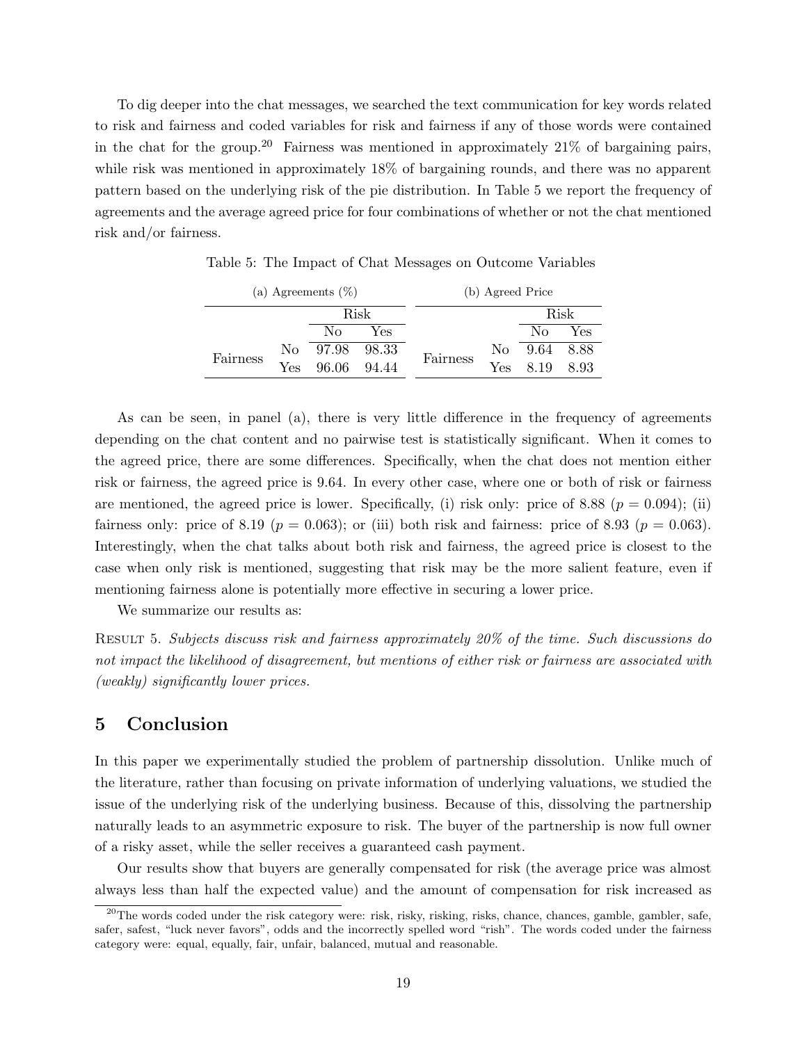To dig deeper into the chat messages, we searched the text communication for key words related to risk and fairness and coded variables for risk and fairness if any of those words were contained in the chat for the group.[20] Fairness was mentioned in approximately 21% of bargaining pairs, while risk was mentioned in approximately 18% of bargaining rounds, and there was no apparent pattern based on the underlying risk of the pie distribution. In Table 5 we report the frequency of agreements and the average agreed price for four combinations of whether or not the chat mentioned risk and/or fairness.

Table 5: The Impact of Chat Messages on Outcome Variables

(a) Agreements (%)

| | | Risk | |
|---|---|---|---|
| | | No | Yes |
| Fairness | No | 97.98 | 98.33 |
| | Yes | 96.06 | 94.44 |

(b) Agreed Price

| | | Risk | |
|---|---|---|---|
| | | No | Yes |
| Fairness | No | 9.64 | 8.88 |
| | Yes | 8.19 | 8.93 |

As can be seen, in panel (a), there is very little difference in the frequency of agreements depending on the chat content and no pairwise test is statistically significant. When it comes to the agreed price, there are some differences. Specifically, when the chat does not mention either risk or fairness, the agreed price is 9.64. In every other case, where one or both of risk or fairness are mentioned, the agreed price is lower. Specifically, (i) risk only: price of 8.88 ($p = 0.094$); (ii) fairness only: price of 8.19 ($p = 0.063$); or (iii) both risk and fairness: price of 8.93 ($p = 0.063$). Interestingly, when the chat talks about both risk and fairness, the agreed price is closest to the case when only risk is mentioned, suggesting that risk may be the more salient feature, even if mentioning fairness alone is potentially more effective in securing a lower price.

We summarize our results as:

Result 5. *Subjects discuss risk and fairness approximately 20% of the time. Such discussions do not impact the likelihood of disagreement, but mentions of either risk or fairness are associated with (weakly) significantly lower prices.*

## 5 Conclusion

In this paper we experimentally studied the problem of partnership dissolution. Unlike much of the literature, rather than focusing on private information of underlying valuations, we studied the issue of the underlying risk of the underlying business. Because of this, dissolving the partnership naturally leads to an asymmetric exposure to risk. The buyer of the partnership is now full owner of a risky asset, while the seller receives a guaranteed cash payment.

Our results show that buyers are generally compensated for risk (the average price was almost always less than half the expected value) and the amount of compensation for risk increased as

[20] The words coded under the risk category were: risk, risky, risking, risks, chance, chances, gamble, gambler, safe, safer, safest, "luck never favors", odds and the incorrectly spelled word "rish". The words coded under the fairness category were: equal, equally, fair, unfair, balanced, mutual and reasonable.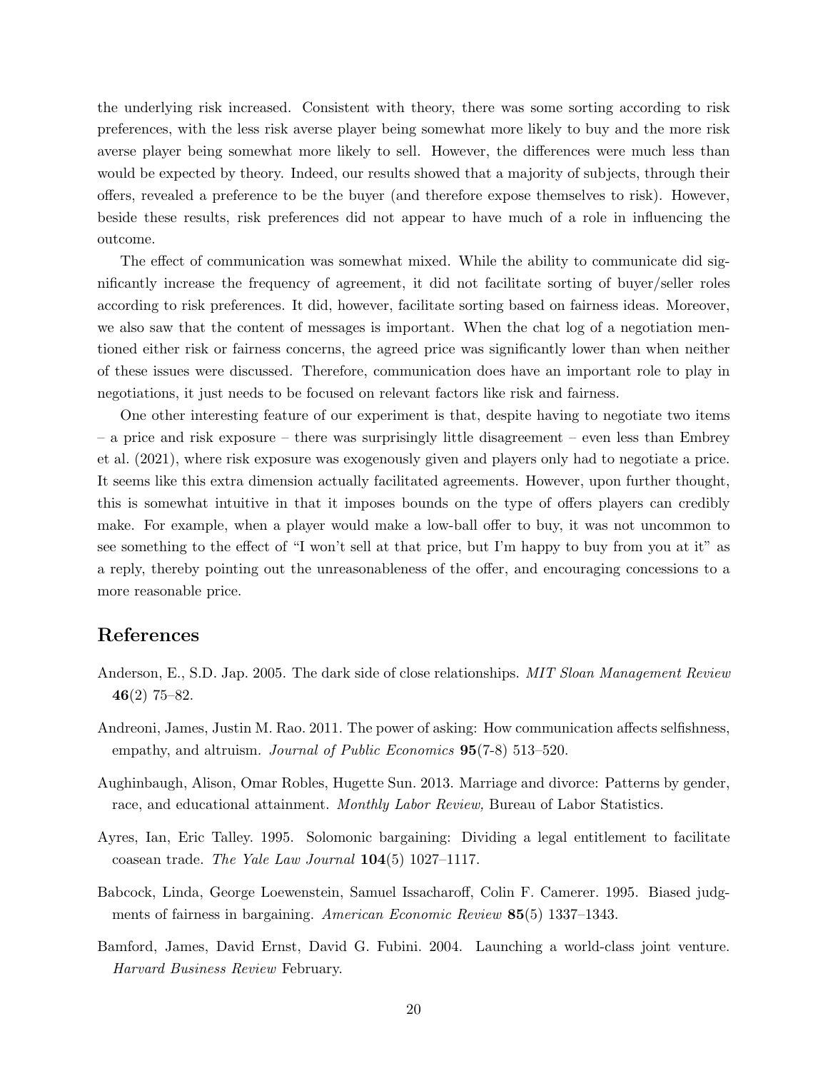the underlying risk increased. Consistent with theory, there was some sorting according to risk preferences, with the less risk averse player being somewhat more likely to buy and the more risk averse player being somewhat more likely to sell. However, the differences were much less than would be expected by theory. Indeed, our results showed that a majority of subjects, through their offers, revealed a preference to be the buyer (and therefore expose themselves to risk). However, beside these results, risk preferences did not appear to have much of a role in influencing the outcome.

The effect of communication was somewhat mixed. While the ability to communicate did significantly increase the frequency of agreement, it did not facilitate sorting of buyer/seller roles according to risk preferences. It did, however, facilitate sorting based on fairness ideas. Moreover, we also saw that the content of messages is important. When the chat log of a negotiation mentioned either risk or fairness concerns, the agreed price was significantly lower than when neither of these issues were discussed. Therefore, communication does have an important role to play in negotiations, it just needs to be focused on relevant factors like risk and fairness.

One other interesting feature of our experiment is that, despite having to negotiate two items – a price and risk exposure – there was surprisingly little disagreement – even less than Embrey et al. (2021), where risk exposure was exogenously given and players only had to negotiate a price. It seems like this extra dimension actually facilitated agreements. However, upon further thought, this is somewhat intuitive in that it imposes bounds on the type of offers players can credibly make. For example, when a player would make a low-ball offer to buy, it was not uncommon to see something to the effect of "I won't sell at that price, but I'm happy to buy from you at it" as a reply, thereby pointing out the unreasonableness of the offer, and encouraging concessions to a more reasonable price.

## References

Anderson, E., S.D. Jap. 2005. The dark side of close relationships. *MIT Sloan Management Review* **46**(2) 75–82.

Andreoni, James, Justin M. Rao. 2011. The power of asking: How communication affects selfishness, empathy, and altruism. *Journal of Public Economics* **95**(7-8) 513–520.

Aughinbaugh, Alison, Omar Robles, Hugette Sun. 2013. Marriage and divorce: Patterns by gender, race, and educational attainment. *Monthly Labor Review,* Bureau of Labor Statistics.

Ayres, Ian, Eric Talley. 1995. Solomonic bargaining: Dividing a legal entitlement to facilitate coasean trade. *The Yale Law Journal* **104**(5) 1027–1117.

Babcock, Linda, George Loewenstein, Samuel Issacharoff, Colin F. Camerer. 1995. Biased judgments of fairness in bargaining. *American Economic Review* **85**(5) 1337–1343.

Bamford, James, David Ernst, David G. Fubini. 2004. Launching a world-class joint venture. *Harvard Business Review* February.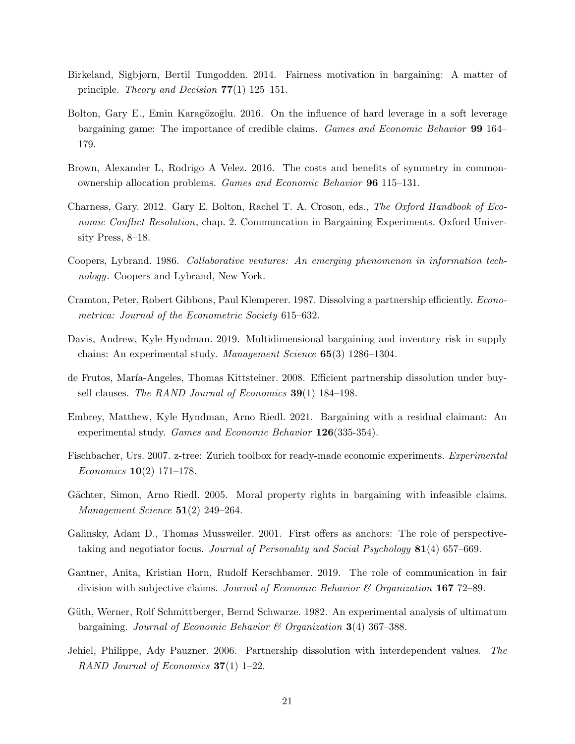Birkeland, Sigbjørn, Bertil Tungodden. 2014. Fairness motivation in bargaining: A matter of principle. *Theory and Decision* **77**(1) 125–151.

Bolton, Gary E., Emin Karagözoğlu. 2016. On the influence of hard leverage in a soft leverage bargaining game: The importance of credible claims. *Games and Economic Behavior* **99** 164–179.

Brown, Alexander L, Rodrigo A Velez. 2016. The costs and benefits of symmetry in common-ownership allocation problems. *Games and Economic Behavior* **96** 115–131.

Charness, Gary. 2012. Gary E. Bolton, Rachel T. A. Croson, eds., *The Oxford Handbook of Economic Conflict Resolution*, chap. 2. Communcation in Bargaining Experiments. Oxford University Press, 8–18.

Coopers, Lybrand. 1986. *Collaborative ventures: An emerging phenomenon in information technology*. Coopers and Lybrand, New York.

Cramton, Peter, Robert Gibbons, Paul Klemperer. 1987. Dissolving a partnership efficiently. *Econometrica: Journal of the Econometric Society* 615–632.

Davis, Andrew, Kyle Hyndman. 2019. Multidimensional bargaining and inventory risk in supply chains: An experimental study. *Management Science* **65**(3) 1286–1304.

de Frutos, María-Angeles, Thomas Kittsteiner. 2008. Efficient partnership dissolution under buy-sell clauses. *The RAND Journal of Economics* **39**(1) 184–198.

Embrey, Matthew, Kyle Hyndman, Arno Riedl. 2021. Bargaining with a residual claimant: An experimental study. *Games and Economic Behavior* **126**(335-354).

Fischbacher, Urs. 2007. z-tree: Zurich toolbox for ready-made economic experiments. *Experimental Economics* **10**(2) 171–178.

Gächter, Simon, Arno Riedl. 2005. Moral property rights in bargaining with infeasible claims. *Management Science* **51**(2) 249–264.

Galinsky, Adam D., Thomas Mussweiler. 2001. First offers as anchors: The role of perspective-taking and negotiator focus. *Journal of Personality and Social Psychology* **81**(4) 657–669.

Gantner, Anita, Kristian Horn, Rudolf Kerschbamer. 2019. The role of communication in fair division with subjective claims. *Journal of Economic Behavior & Organization* **167** 72–89.

Güth, Werner, Rolf Schmittberger, Bernd Schwarze. 1982. An experimental analysis of ultimatum bargaining. *Journal of Economic Behavior & Organization* **3**(4) 367–388.

Jehiel, Philippe, Ady Pauzner. 2006. Partnership dissolution with interdependent values. *The RAND Journal of Economics* **37**(1) 1–22.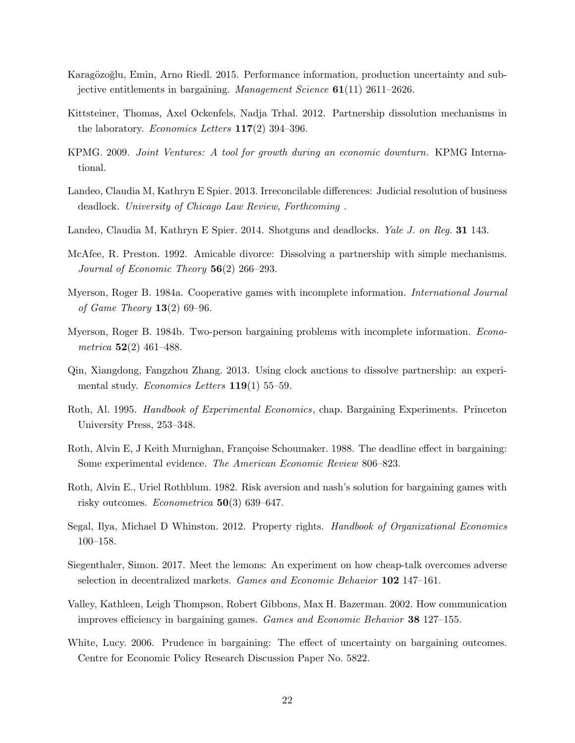Karagözoğlu, Emin, Arno Riedl. 2015. Performance information, production uncertainty and subjective entitlements in bargaining. *Management Science* **61**(11) 2611–2626.

Kittsteiner, Thomas, Axel Ockenfels, Nadja Trhal. 2012. Partnership dissolution mechanisms in the laboratory. *Economics Letters* **117**(2) 394–396.

KPMG. 2009. *Joint Ventures: A tool for growth during an economic downturn*. KPMG International.

Landeo, Claudia M, Kathryn E Spier. 2013. Irreconcilable differences: Judicial resolution of business deadlock. *University of Chicago Law Review, Forthcoming* .

Landeo, Claudia M, Kathryn E Spier. 2014. Shotguns and deadlocks. *Yale J. on Reg.* **31** 143.

McAfee, R. Preston. 1992. Amicable divorce: Dissolving a partnership with simple mechanisms. *Journal of Economic Theory* **56**(2) 266–293.

Myerson, Roger B. 1984a. Cooperative games with incomplete information. *International Journal of Game Theory* **13**(2) 69–96.

Myerson, Roger B. 1984b. Two-person bargaining problems with incomplete information. *Econometrica* **52**(2) 461–488.

Qin, Xiangdong, Fangzhou Zhang. 2013. Using clock auctions to dissolve partnership: an experimental study. *Economics Letters* **119**(1) 55–59.

Roth, Al. 1995. *Handbook of Experimental Economics*, chap. Bargaining Experiments. Princeton University Press, 253–348.

Roth, Alvin E, J Keith Murnighan, Françoise Schoumaker. 1988. The deadline effect in bargaining: Some experimental evidence. *The American Economic Review* 806–823.

Roth, Alvin E., Uriel Rothblum. 1982. Risk aversion and nash's solution for bargaining games with risky outcomes. *Econometrica* **50**(3) 639–647.

Segal, Ilya, Michael D Whinston. 2012. Property rights. *Handbook of Organizational Economics* 100–158.

Siegenthaler, Simon. 2017. Meet the lemons: An experiment on how cheap-talk overcomes adverse selection in decentralized markets. *Games and Economic Behavior* **102** 147–161.

Valley, Kathleen, Leigh Thompson, Robert Gibbons, Max H. Bazerman. 2002. How communication improves efficiency in bargaining games. *Games and Economic Behavior* **38** 127–155.

White, Lucy. 2006. Prudence in bargaining: The effect of uncertainty on bargaining outcomes. Centre for Economic Policy Research Discussion Paper No. 5822.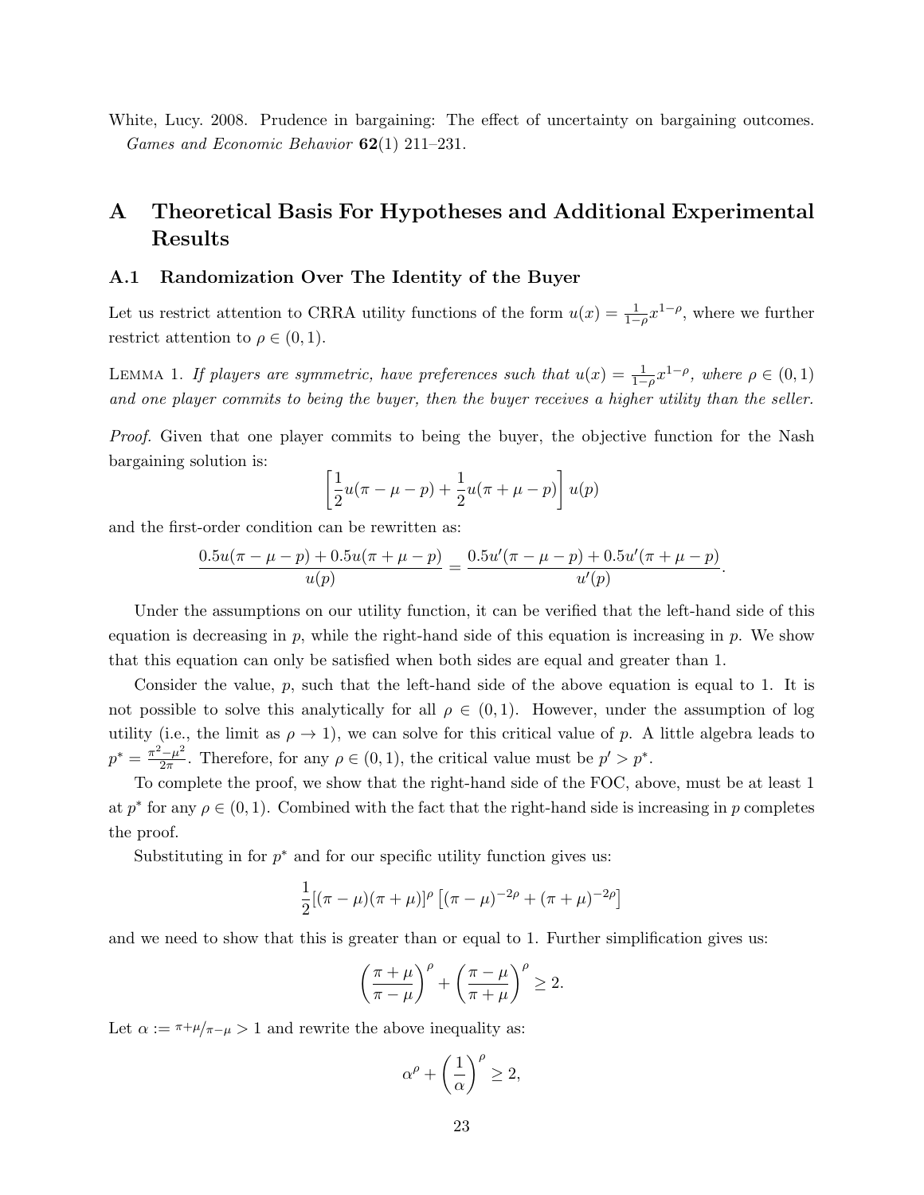White, Lucy. 2008. Prudence in bargaining: The effect of uncertainty on bargaining outcomes. *Games and Economic Behavior* **62**(1) 211–231.

# A Theoretical Basis For Hypotheses and Additional Experimental Results

## A.1 Randomization Over The Identity of the Buyer

Let us restrict attention to CRRA utility functions of the form $u(x) = \frac{1}{1-\rho}x^{1-\rho}$, where we further restrict attention to $\rho \in (0, 1)$.

Lemma 1. *If players are symmetric, have preferences such that $u(x) = \frac{1}{1-\rho}x^{1-\rho}$, where $\rho \in (0, 1)$ and one player commits to being the buyer, then the buyer receives a higher utility than the seller.*

*Proof.* Given that one player commits to being the buyer, the objective function for the Nash bargaining solution is:

$$\left[\frac{1}{2}u(\pi - \mu - p) + \frac{1}{2}u(\pi + \mu - p)\right] u(p)$$

and the first-order condition can be rewritten as:

$$\frac{0.5u(\pi - \mu - p) + 0.5u(\pi + \mu - p)}{u(p)} = \frac{0.5u'(\pi - \mu - p) + 0.5u'(\pi + \mu - p)}{u'(p)}.$$

Under the assumptions on our utility function, it can be verified that the left-hand side of this equation is decreasing in $p$, while the right-hand side of this equation is increasing in $p$. We show that this equation can only be satisfied when both sides are equal and greater than 1.

Consider the value, $p$, such that the left-hand side of the above equation is equal to 1. It is not possible to solve this analytically for all $\rho \in (0, 1)$. However, under the assumption of log utility (i.e., the limit as $\rho \to 1$), we can solve for this critical value of $p$. A little algebra leads to $p^* = \frac{\pi^2 - \mu^2}{2\pi}$. Therefore, for any $\rho \in (0, 1)$, the critical value must be $p' > p^*$.

To complete the proof, we show that the right-hand side of the FOC, above, must be at least 1 at $p^*$ for any $\rho \in (0, 1)$. Combined with the fact that the right-hand side is increasing in $p$ completes the proof.

Substituting in for $p^*$ and for our specific utility function gives us:

$$\frac{1}{2}[(\pi - \mu)(\pi + \mu)]^{\rho} \left[(\pi - \mu)^{-2\rho} + (\pi + \mu)^{-2\rho}\right]$$

and we need to show that this is greater than or equal to 1. Further simplification gives us:

$$\left(\frac{\pi + \mu}{\pi - \mu}\right)^{\rho} + \left(\frac{\pi - \mu}{\pi + \mu}\right)^{\rho} \geq 2.$$

Let $\alpha := {\pi+\mu}/{\pi-\mu} > 1$ and rewrite the above inequality as:

$$\alpha^{\rho} + \left(\frac{1}{\alpha}\right)^{\rho} \geq 2,$$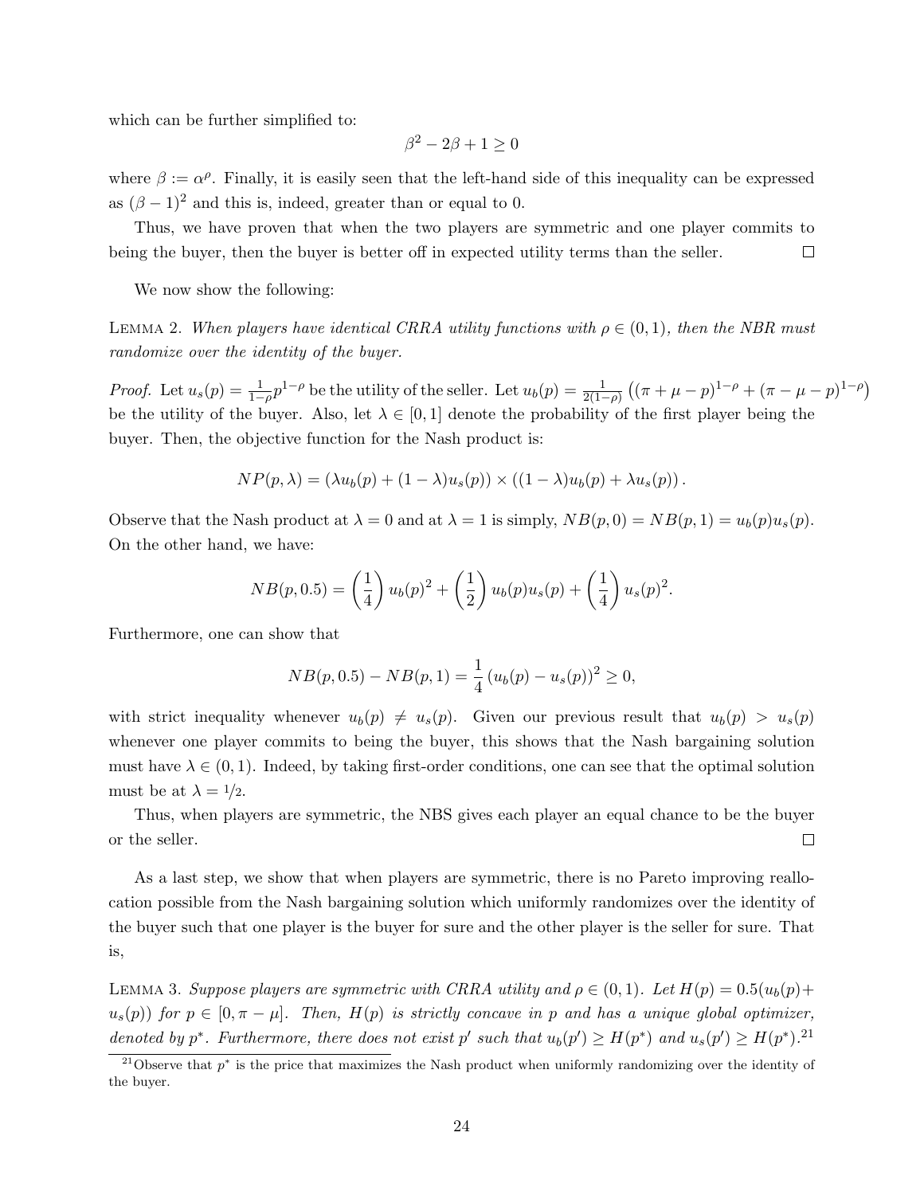which can be further simplified to:

$$\beta^2 - 2\beta + 1 \geq 0$$

where $\beta := \alpha^\rho$. Finally, it is easily seen that the left-hand side of this inequality can be expressed as $(\beta - 1)^2$ and this is, indeed, greater than or equal to 0.

Thus, we have proven that when the two players are symmetric and one player commits to being the buyer, then the buyer is better off in expected utility terms than the seller. $\square$

We now show the following:

Lemma 2. *When players have identical CRRA utility functions with $\rho \in (0, 1)$, then the NBR must randomize over the identity of the buyer.*

*Proof.* Let $u_s(p) = \frac{1}{1-\rho} p^{1-\rho}$ be the utility of the seller. Let $u_b(p) = \frac{1}{2(1-\rho)}\left((\pi + \mu - p)^{1-\rho} + (\pi - \mu - p)^{1-\rho}\right)$ be the utility of the buyer. Also, let $\lambda \in [0, 1]$ denote the probability of the first player being the buyer. Then, the objective function for the Nash product is:

$$NP(p, \lambda) = (\lambda u_b(p) + (1 - \lambda) u_s(p)) \times ((1 - \lambda) u_b(p) + \lambda u_s(p)).$$

Observe that the Nash product at $\lambda = 0$ and at $\lambda = 1$ is simply, $NB(p, 0) = NB(p, 1) = u_b(p) u_s(p)$. On the other hand, we have:

$$NB(p, 0.5) = \left(\frac{1}{4}\right) u_b(p)^2 + \left(\frac{1}{2}\right) u_b(p) u_s(p) + \left(\frac{1}{4}\right) u_s(p)^2.$$

Furthermore, one can show that

$$NB(p, 0.5) - NB(p, 1) = \frac{1}{4}\left(u_b(p) - u_s(p)\right)^2 \geq 0,$$

with strict inequality whenever $u_b(p) \neq u_s(p)$. Given our previous result that $u_b(p) > u_s(p)$ whenever one player commits to being the buyer, this shows that the Nash bargaining solution must have $\lambda \in (0, 1)$. Indeed, by taking first-order conditions, one can see that the optimal solution must be at $\lambda = 1/2$.

Thus, when players are symmetric, the NBS gives each player an equal chance to be the buyer or the seller. $\square$

As a last step, we show that when players are symmetric, there is no Pareto improving reallocation possible from the Nash bargaining solution which uniformly randomizes over the identity of the buyer such that one player is the buyer for sure and the other player is the seller for sure. That is,

Lemma 3. *Suppose players are symmetric with CRRA utility and $\rho \in (0, 1)$. Let $H(p) = 0.5(u_b(p) + u_s(p))$ for $p \in [0, \pi - \mu]$. Then, $H(p)$ is strictly concave in $p$ and has a unique global optimizer, denoted by $p^*$. Furthermore, there does not exist $p'$ such that $u_b(p') \geq H(p^*)$ and $u_s(p') \geq H(p^*)$.*[21]

[21] Observe that $p^*$ is the price that maximizes the Nash product when uniformly randomizing over the identity of the buyer.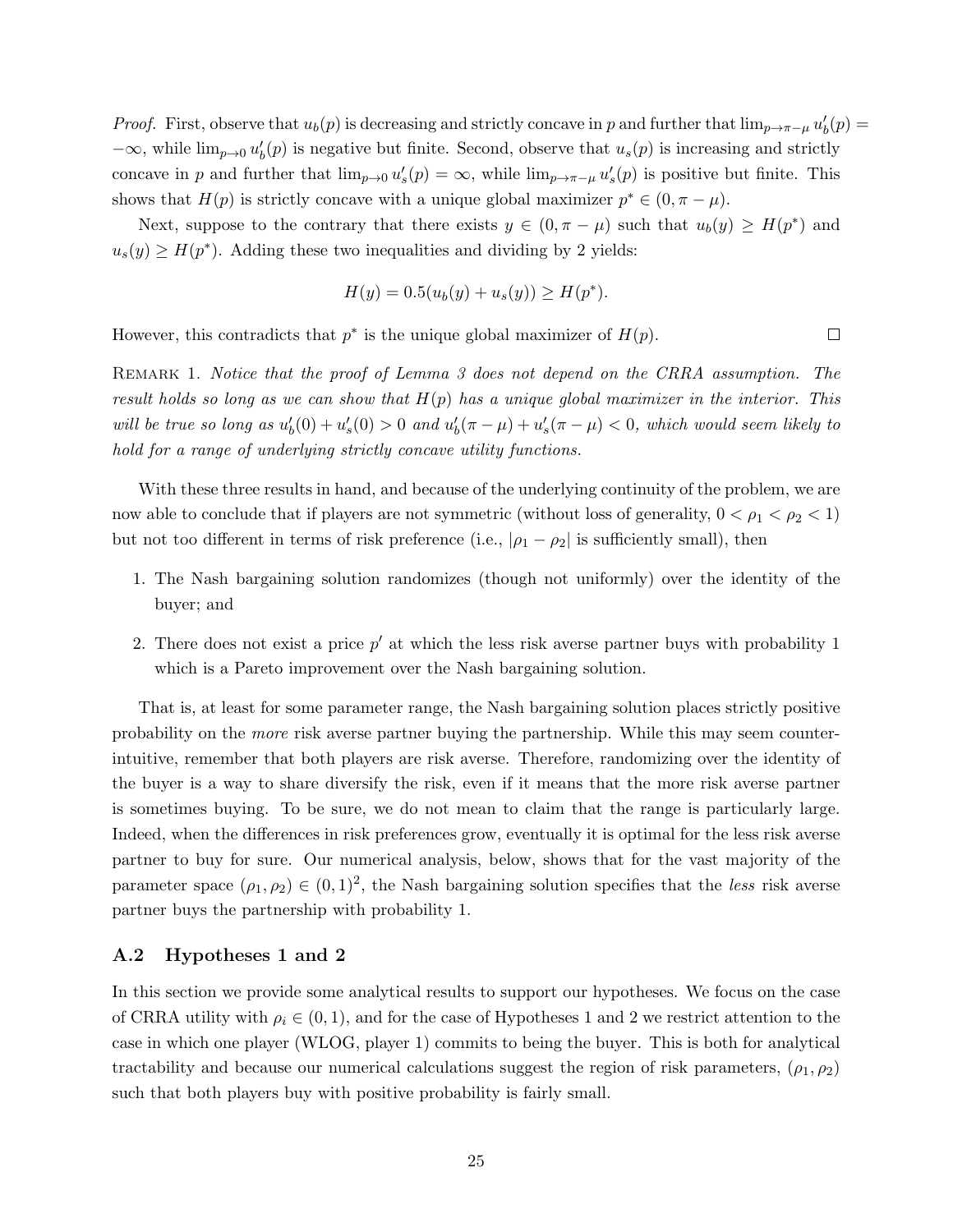*Proof.* First, observe that $u_b(p)$ is decreasing and strictly concave in $p$ and further that $\lim_{p\to\pi-\mu} u_b'(p) = -\infty$, while $\lim_{p\to 0} u_b'(p)$ is negative but finite. Second, observe that $u_s(p)$ is increasing and strictly concave in $p$ and further that $\lim_{p\to 0} u_s'(p) = \infty$, while $\lim_{p\to\pi-\mu} u_s'(p)$ is positive but finite. This shows that $H(p)$ is strictly concave with a unique global maximizer $p^* \in (0, \pi - \mu)$.

Next, suppose to the contrary that there exists $y \in (0, \pi - \mu)$ such that $u_b(y) \geq H(p^*)$ and $u_s(y) \geq H(p^*)$. Adding these two inequalities and dividing by 2 yields:

$$H(y) = 0.5(u_b(y) + u_s(y)) \geq H(p^*).$$

However, this contradicts that $p^*$ is the unique global maximizer of $H(p)$. □

Remark 1. *Notice that the proof of Lemma 3 does not depend on the CRRA assumption. The result holds so long as we can show that $H(p)$ has a unique global maximizer in the interior. This will be true so long as $u_b'(0) + u_s'(0) > 0$ and $u_b'(\pi - \mu) + u_s'(\pi - \mu) < 0$, which would seem likely to hold for a range of underlying strictly concave utility functions.*

With these three results in hand, and because of the underlying continuity of the problem, we are now able to conclude that if players are not symmetric (without loss of generality, $0 < \rho_1 < \rho_2 < 1$) but not too different in terms of risk preference (i.e., $|\rho_1 - \rho_2|$ is sufficiently small), then

1. The Nash bargaining solution randomizes (though not uniformly) over the identity of the buyer; and
2. There does not exist a price $p'$ at which the less risk averse partner buys with probability 1 which is a Pareto improvement over the Nash bargaining solution.

That is, at least for some parameter range, the Nash bargaining solution places strictly positive probability on the *more* risk averse partner buying the partnership. While this may seem counter-intuitive, remember that both players are risk averse. Therefore, randomizing over the identity of the buyer is a way to share diversify the risk, even if it means that the more risk averse partner is sometimes buying. To be sure, we do not mean to claim that the range is particularly large. Indeed, when the differences in risk preferences grow, eventually it is optimal for the less risk averse partner to buy for sure. Our numerical analysis, below, shows that for the vast majority of the parameter space $(\rho_1, \rho_2) \in (0, 1)^2$, the Nash bargaining solution specifies that the *less* risk averse partner buys the partnership with probability 1.

## A.2 Hypotheses 1 and 2

In this section we provide some analytical results to support our hypotheses. We focus on the case of CRRA utility with $\rho_i \in (0, 1)$, and for the case of Hypotheses 1 and 2 we restrict attention to the case in which one player (WLOG, player 1) commits to being the buyer. This is both for analytical tractability and because our numerical calculations suggest the region of risk parameters, $(\rho_1, \rho_2)$ such that both players buy with positive probability is fairly small.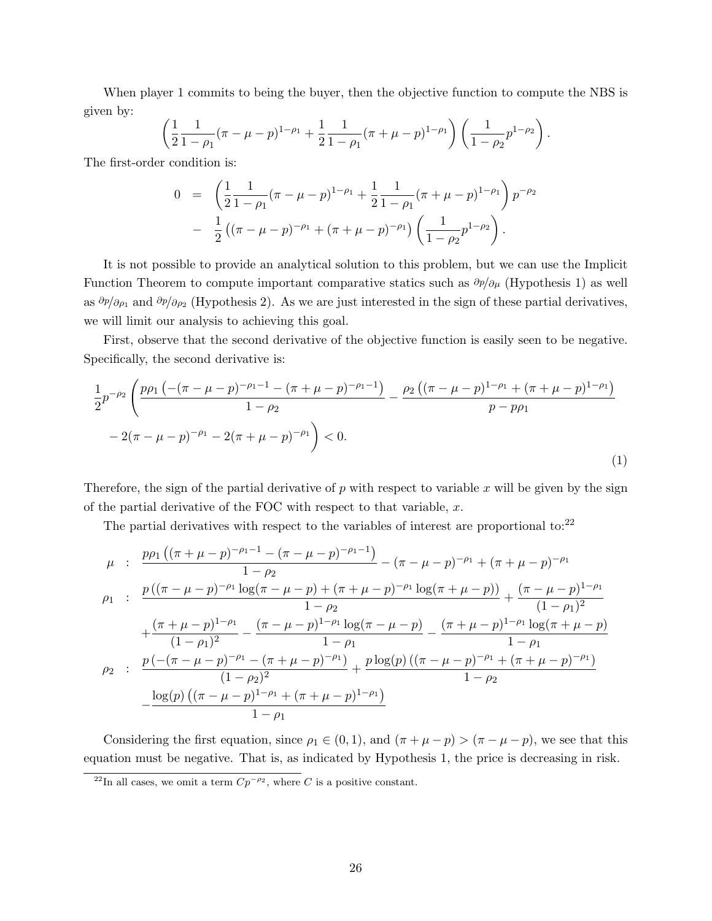When player 1 commits to being the buyer, then the objective function to compute the NBS is given by:

$$\left(\frac{1}{2}\frac{1}{1-\rho_1}(\pi-\mu-p)^{1-\rho_1}+\frac{1}{2}\frac{1}{1-\rho_1}(\pi+\mu-p)^{1-\rho_1}\right)\left(\frac{1}{1-\rho_2}p^{1-\rho_2}\right).$$

The first-order condition is:

$$\begin{aligned}
0 &= \left(\frac{1}{2}\frac{1}{1-\rho_1}(\pi-\mu-p)^{1-\rho_1}+\frac{1}{2}\frac{1}{1-\rho_1}(\pi+\mu-p)^{1-\rho_1}\right)p^{-\rho_2} \\
&- \frac{1}{2}\left((\pi-\mu-p)^{-\rho_1}+(\pi+\mu-p)^{-\rho_1}\right)\left(\frac{1}{1-\rho_2}p^{1-\rho_2}\right).
\end{aligned}$$

It is not possible to provide an analytical solution to this problem, but we can use the Implicit Function Theorem to compute important comparative statics such as $\partial p/\partial \mu$ (Hypothesis 1) as well as $\partial p/\partial \rho_1$ and $\partial p/\partial \rho_2$ (Hypothesis 2). As we are just interested in the sign of these partial derivatives, we will limit our analysis to achieving this goal.

First, observe that the second derivative of the objective function is easily seen to be negative. Specifically, the second derivative is:

$$\begin{aligned}
&\frac{1}{2}p^{-\rho_2}\left(\frac{p\rho_1\left(-(\pi-\mu-p)^{-\rho_1-1}-(\pi+\mu-p)^{-\rho_1-1}\right)}{1-\rho_2}-\frac{\rho_2\left((\pi-\mu-p)^{1-\rho_1}+(\pi+\mu-p)^{1-\rho_1}\right)}{p-p\rho_1}\right. \\
&\left.-2(\pi-\mu-p)^{-\rho_1}-2(\pi+\mu-p)^{-\rho_1}\right)<0.
\end{aligned} \tag{1}$$

Therefore, the sign of the partial derivative of $p$ with respect to variable $x$ will be given by the sign of the partial derivative of the FOC with respect to that variable, $x$.

The partial derivatives with respect to the variables of interest are proportional to:[22]

$$\begin{aligned}
\mu &: \frac{p\rho_1\left((\pi+\mu-p)^{-\rho_1-1}-(\pi-\mu-p)^{-\rho_1-1}\right)}{1-\rho_2}-(\pi-\mu-p)^{-\rho_1}+(\pi+\mu-p)^{-\rho_1} \\
\rho_1 &: \frac{p\left((\pi-\mu-p)^{-\rho_1}\log(\pi-\mu-p)+(\pi+\mu-p)^{-\rho_1}\log(\pi+\mu-p)\right)}{1-\rho_2}+\frac{(\pi-\mu-p)^{1-\rho_1}}{(1-\rho_1)^2} \\
&\quad +\frac{(\pi+\mu-p)^{1-\rho_1}}{(1-\rho_1)^2}-\frac{(\pi-\mu-p)^{1-\rho_1}\log(\pi-\mu-p)}{1-\rho_1}-\frac{(\pi+\mu-p)^{1-\rho_1}\log(\pi+\mu-p)}{1-\rho_1} \\
\rho_2 &: \frac{p\left(-(\pi-\mu-p)^{-\rho_1}-(\pi+\mu-p)^{-\rho_1}\right)}{(1-\rho_2)^2}+\frac{p\log(p)\left((\pi-\mu-p)^{-\rho_1}+(\pi+\mu-p)^{-\rho_1}\right)}{1-\rho_2} \\
&\quad -\frac{\log(p)\left((\pi-\mu-p)^{1-\rho_1}+(\pi+\mu-p)^{1-\rho_1}\right)}{1-\rho_1}
\end{aligned}$$

Considering the first equation, since $\rho_1 \in (0,1)$, and $(\pi+\mu-p)>(\pi-\mu-p)$, we see that this equation must be negative. That is, as indicated by Hypothesis 1, the price is decreasing in risk.

[22] In all cases, we omit a term $Cp^{-\rho_2}$, where $C$ is a positive constant.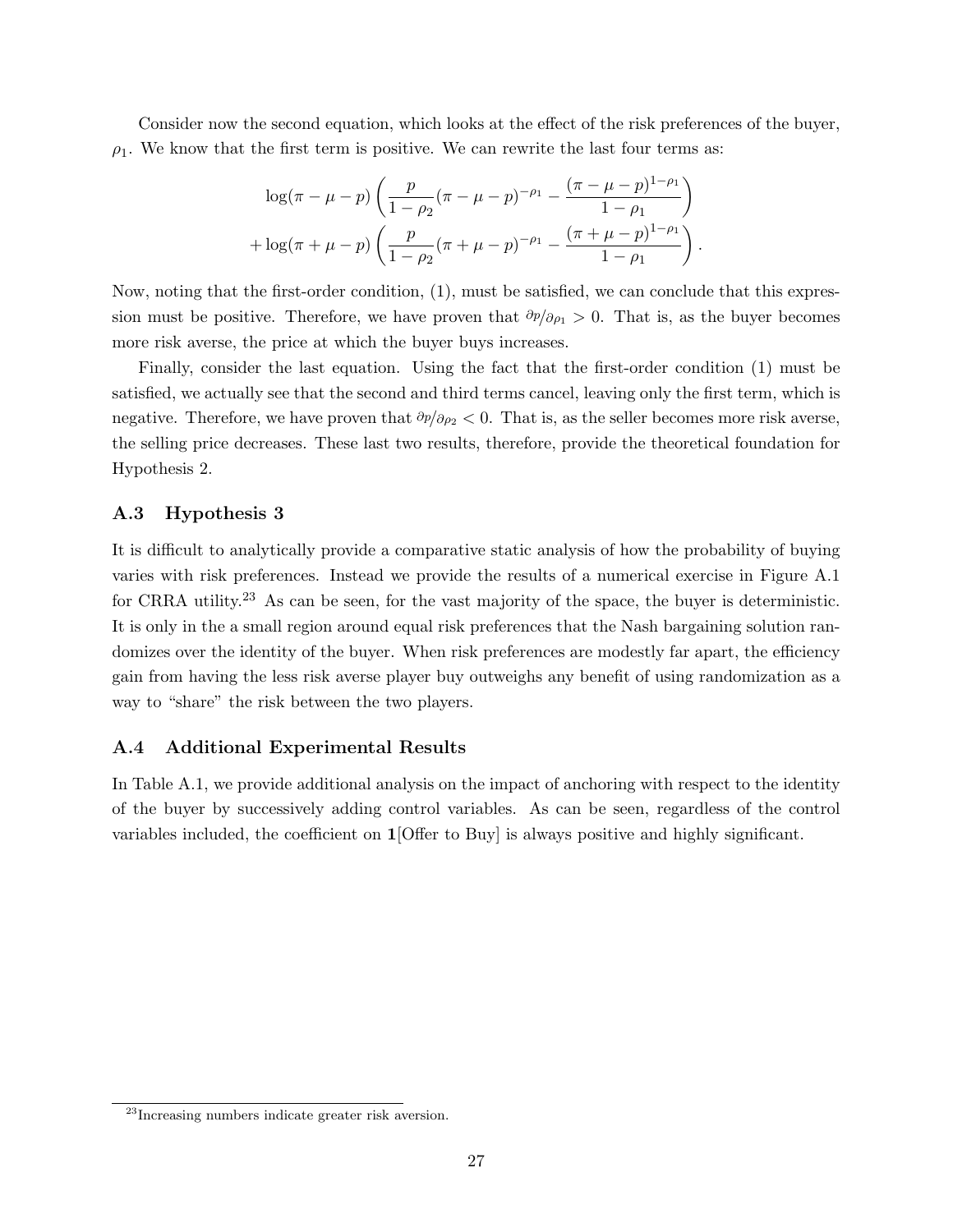Consider now the second equation, which looks at the effect of the risk preferences of the buyer, $\rho_1$. We know that the first term is positive. We can rewrite the last four terms as:

$$\log(\pi - \mu - p)\left(\frac{p}{1-\rho_2}(\pi - \mu - p)^{-\rho_1} - \frac{(\pi - \mu - p)^{1-\rho_1}}{1-\rho_1}\right)$$
$$+ \log(\pi + \mu - p)\left(\frac{p}{1-\rho_2}(\pi + \mu - p)^{-\rho_1} - \frac{(\pi + \mu - p)^{1-\rho_1}}{1-\rho_1}\right).$$

Now, noting that the first-order condition, (1), must be satisfied, we can conclude that this expression must be positive. Therefore, we have proven that $\partial p/\partial \rho_1 > 0$. That is, as the buyer becomes more risk averse, the price at which the buyer buys increases.

Finally, consider the last equation. Using the fact that the first-order condition (1) must be satisfied, we actually see that the second and third terms cancel, leaving only the first term, which is negative. Therefore, we have proven that $\partial p/\partial \rho_2 < 0$. That is, as the seller becomes more risk averse, the selling price decreases. These last two results, therefore, provide the theoretical foundation for Hypothesis 2.

## A.3 Hypothesis 3

It is difficult to analytically provide a comparative static analysis of how the probability of buying varies with risk preferences. Instead we provide the results of a numerical exercise in Figure A.1 for CRRA utility.[23] As can be seen, for the vast majority of the space, the buyer is deterministic. It is only in the a small region around equal risk preferences that the Nash bargaining solution randomizes over the identity of the buyer. When risk preferences are modestly far apart, the efficiency gain from having the less risk averse player buy outweighs any benefit of using randomization as a way to "share" the risk between the two players.

## A.4 Additional Experimental Results

In Table A.1, we provide additional analysis on the impact of anchoring with respect to the identity of the buyer by successively adding control variables. As can be seen, regardless of the control variables included, the coefficient on **1**[Offer to Buy] is always positive and highly significant.

[23] Increasing numbers indicate greater risk aversion.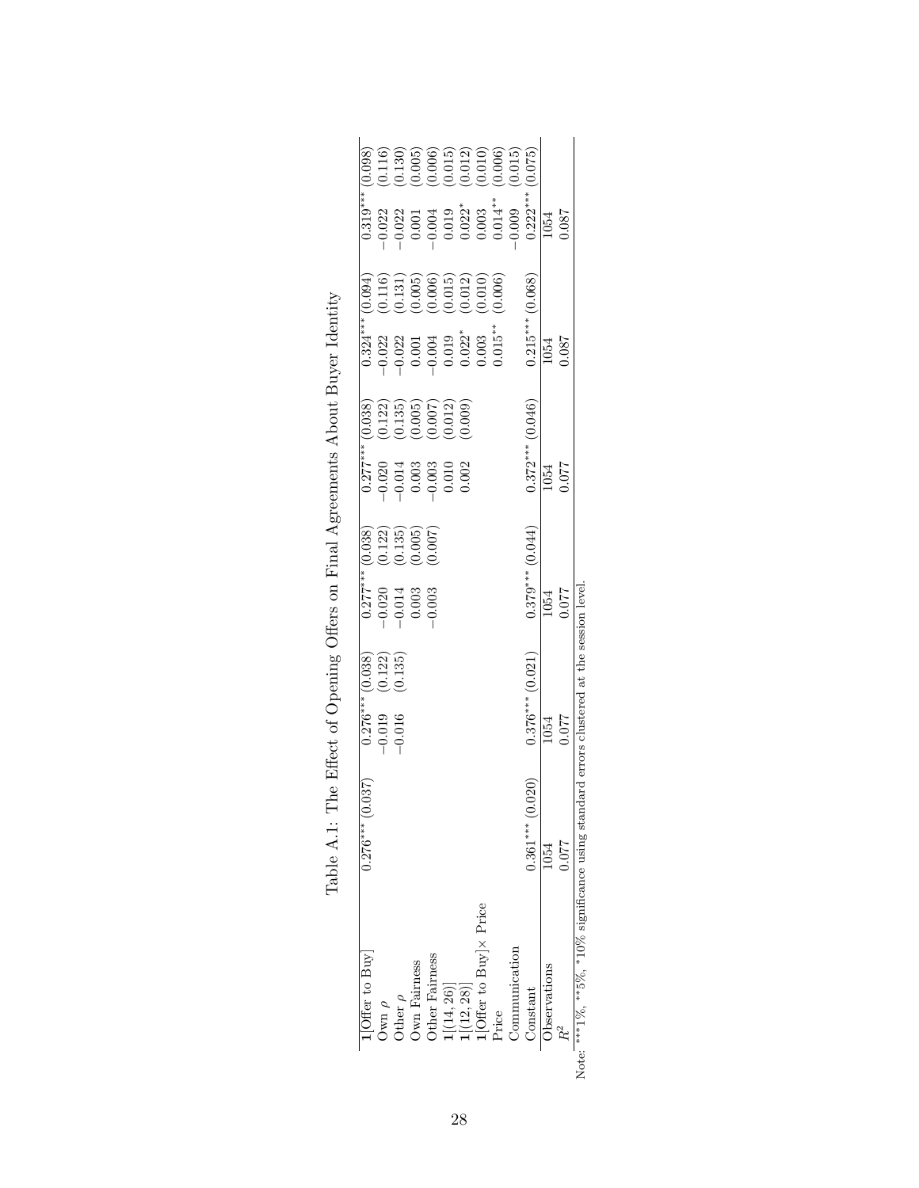Table A.1: The Effect of Opening Offers on Final Agreements About Buyer Identity

| | (1) | | (2) | | (3) | | (4) | | (5) | | (6) | |
|---|---|---|---|---|---|---|---|---|---|---|---|---|
| $\mathbf{1}$[Offer to Buy] | 0.276*** | (0.037) | 0.276*** | (0.038) | 0.277*** | (0.038) | 0.277*** | (0.038) | 0.324*** | (0.094) | 0.319*** | (0.098) |
| Own $\rho$ | | | −0.019 | (0.122) | −0.020 | (0.122) | −0.020 | (0.122) | −0.022 | (0.116) | −0.022 | (0.116) |
| Other $\rho$ | | | −0.016 | (0.135) | −0.014 | (0.135) | −0.014 | (0.135) | −0.022 | (0.131) | −0.022 | (0.130) |
| Own Fairness | | | | | 0.003 | (0.005) | 0.003 | (0.005) | 0.001 | (0.005) | 0.001 | (0.005) |
| Other Fairness | | | | | −0.003 | (0.007) | −0.003 | (0.007) | −0.004 | (0.006) | −0.004 | (0.006) |
| $\mathbf{1}[(14, 26)]$ | | | | | | | 0.010 | (0.012) | 0.019 | (0.015) | 0.019 | (0.015) |
| $\mathbf{1}[(12, 28)]$ | | | | | | | 0.002 | (0.009) | 0.022* | (0.012) | 0.022* | (0.012) |
| $\mathbf{1}$[Offer to Buy]× Price | | | | | | | | | 0.003 | (0.010) | 0.003 | (0.010) |
| Price | | | | | | | | | 0.015** | (0.006) | 0.014** | (0.006) |
| Communication | | | | | | | | | | | −0.009 | (0.015) |
| Constant | 0.361*** | (0.020) | 0.376*** | (0.021) | 0.379*** | (0.044) | 0.372*** | (0.046) | 0.215*** | (0.068) | 0.222*** | (0.075) |
| Observations | 1054 | | 1054 | | 1054 | | 1054 | | 1054 | | 1054 | |
| $R^2$ | 0.077 | | 0.077 | | 0.077 | | 0.077 | | 0.087 | | 0.087 | |

Note: ***1%, **5%, *10% significance using standard errors clustered at the session level.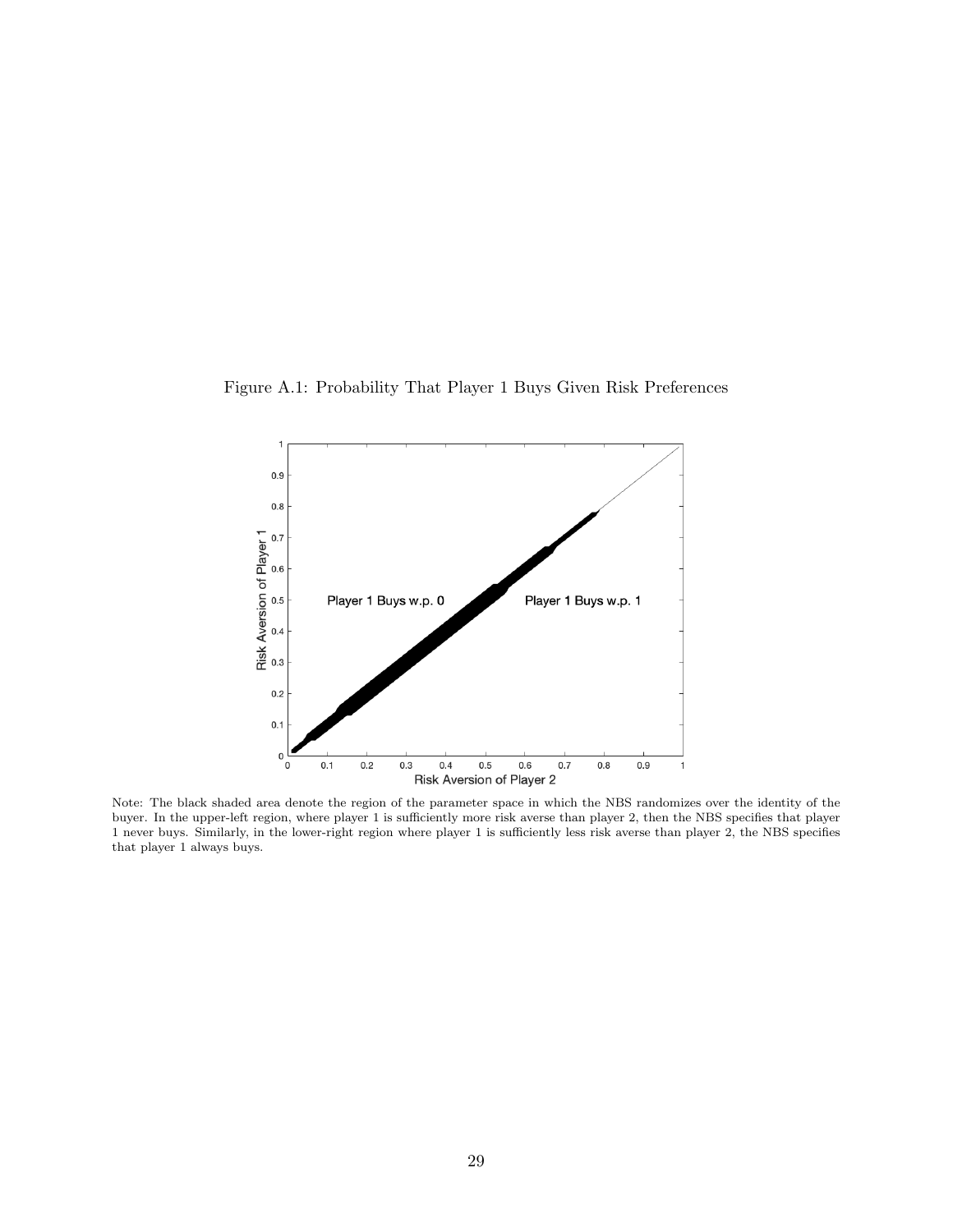Figure A.1: Probability That Player 1 Buys Given Risk Preferences

Note: The black shaded area denote the region of the parameter space in which the NBS randomizes over the identity of the buyer. In the upper-left region, where player 1 is sufficiently more risk averse than player 2, then the NBS specifies that player 1 never buys. Similarly, in the lower-right region where player 1 is sufficiently less risk averse than player 2, the NBS specifies that player 1 always buys.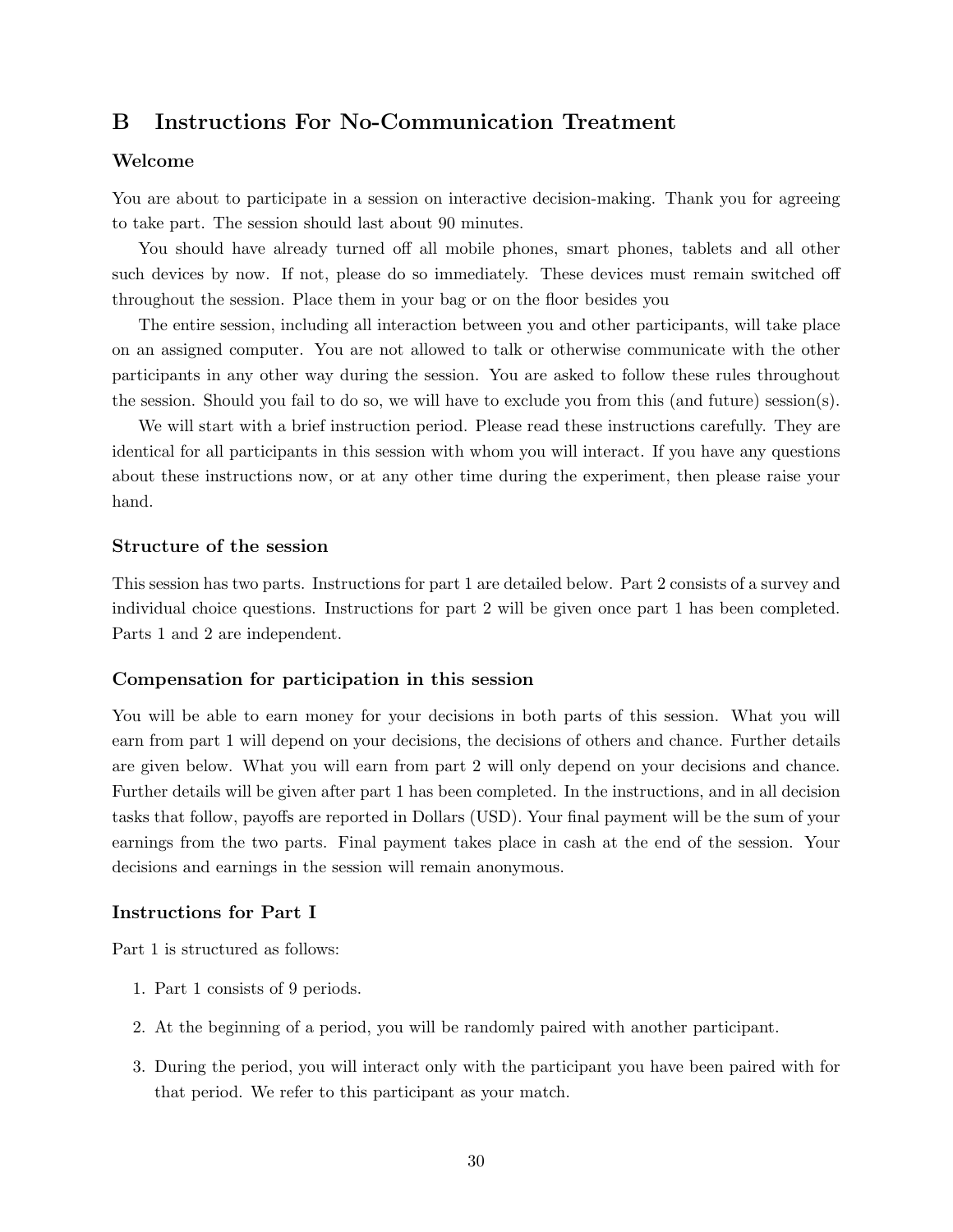# B Instructions For No-Communication Treatment

### Welcome

You are about to participate in a session on interactive decision-making. Thank you for agreeing to take part. The session should last about 90 minutes.

You should have already turned off all mobile phones, smart phones, tablets and all other such devices by now. If not, please do so immediately. These devices must remain switched off throughout the session. Place them in your bag or on the floor besides you

The entire session, including all interaction between you and other participants, will take place on an assigned computer. You are not allowed to talk or otherwise communicate with the other participants in any other way during the session. You are asked to follow these rules throughout the session. Should you fail to do so, we will have to exclude you from this (and future) session(s).

We will start with a brief instruction period. Please read these instructions carefully. They are identical for all participants in this session with whom you will interact. If you have any questions about these instructions now, or at any other time during the experiment, then please raise your hand.

### Structure of the session

This session has two parts. Instructions for part 1 are detailed below. Part 2 consists of a survey and individual choice questions. Instructions for part 2 will be given once part 1 has been completed. Parts 1 and 2 are independent.

### Compensation for participation in this session

You will be able to earn money for your decisions in both parts of this session. What you will earn from part 1 will depend on your decisions, the decisions of others and chance. Further details are given below. What you will earn from part 2 will only depend on your decisions and chance. Further details will be given after part 1 has been completed. In the instructions, and in all decision tasks that follow, payoffs are reported in Dollars (USD). Your final payment will be the sum of your earnings from the two parts. Final payment takes place in cash at the end of the session. Your decisions and earnings in the session will remain anonymous.

### Instructions for Part I

Part 1 is structured as follows:

1. Part 1 consists of 9 periods.
2. At the beginning of a period, you will be randomly paired with another participant.
3. During the period, you will interact only with the participant you have been paired with for that period. We refer to this participant as your match.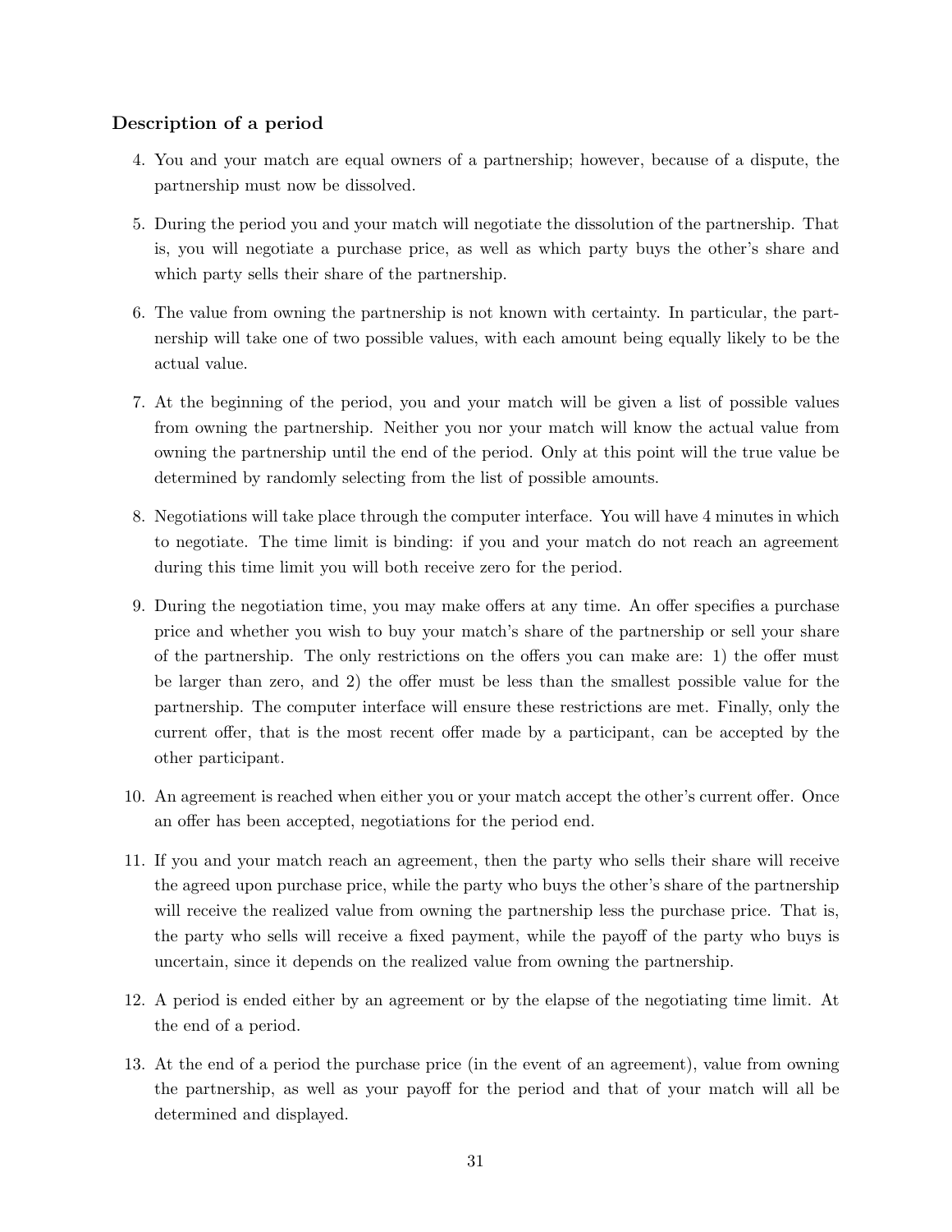### Description of a period

4. You and your match are equal owners of a partnership; however, because of a dispute, the partnership must now be dissolved.

5. During the period you and your match will negotiate the dissolution of the partnership. That is, you will negotiate a purchase price, as well as which party buys the other's share and which party sells their share of the partnership.

6. The value from owning the partnership is not known with certainty. In particular, the partnership will take one of two possible values, with each amount being equally likely to be the actual value.

7. At the beginning of the period, you and your match will be given a list of possible values from owning the partnership. Neither you nor your match will know the actual value from owning the partnership until the end of the period. Only at this point will the true value be determined by randomly selecting from the list of possible amounts.

8. Negotiations will take place through the computer interface. You will have 4 minutes in which to negotiate. The time limit is binding: if you and your match do not reach an agreement during this time limit you will both receive zero for the period.

9. During the negotiation time, you may make offers at any time. An offer specifies a purchase price and whether you wish to buy your match's share of the partnership or sell your share of the partnership. The only restrictions on the offers you can make are: 1) the offer must be larger than zero, and 2) the offer must be less than the smallest possible value for the partnership. The computer interface will ensure these restrictions are met. Finally, only the current offer, that is the most recent offer made by a participant, can be accepted by the other participant.

10. An agreement is reached when either you or your match accept the other's current offer. Once an offer has been accepted, negotiations for the period end.

11. If you and your match reach an agreement, then the party who sells their share will receive the agreed upon purchase price, while the party who buys the other's share of the partnership will receive the realized value from owning the partnership less the purchase price. That is, the party who sells will receive a fixed payment, while the payoff of the party who buys is uncertain, since it depends on the realized value from owning the partnership.

12. A period is ended either by an agreement or by the elapse of the negotiating time limit. At the end of a period.

13. At the end of a period the purchase price (in the event of an agreement), value from owning the partnership, as well as your payoff for the period and that of your match will all be determined and displayed.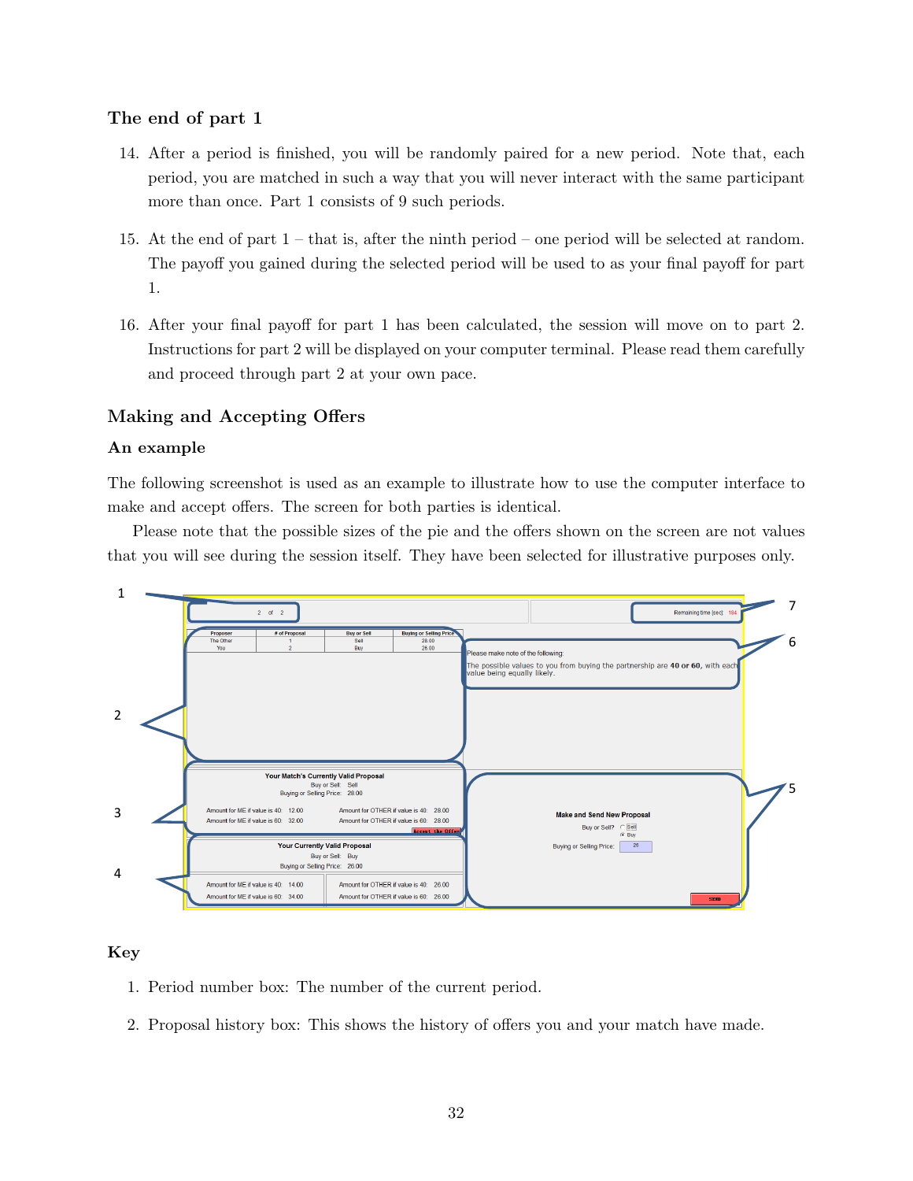### The end of part 1

14. After a period is finished, you will be randomly paired for a new period. Note that, each period, you are matched in such a way that you will never interact with the same participant more than once. Part 1 consists of 9 such periods.

15. At the end of part 1 – that is, after the ninth period – one period will be selected at random. The payoff you gained during the selected period will be used to as your final payoff for part 1.

16. After your final payoff for part 1 has been calculated, the session will move on to part 2. Instructions for part 2 will be displayed on your computer terminal. Please read them carefully and proceed through part 2 at your own pace.

## Making and Accepting Offers

### An example

The following screenshot is used as an example to illustrate how to use the computer interface to make and accept offers. The screen for both parties is identical.

Please note that the possible sizes of the pie and the offers shown on the screen are not values that you will see during the session itself. They have been selected for illustrative purposes only.

### Key

1. Period number box: The number of the current period.

2. Proposal history box: This shows the history of offers you and your match have made.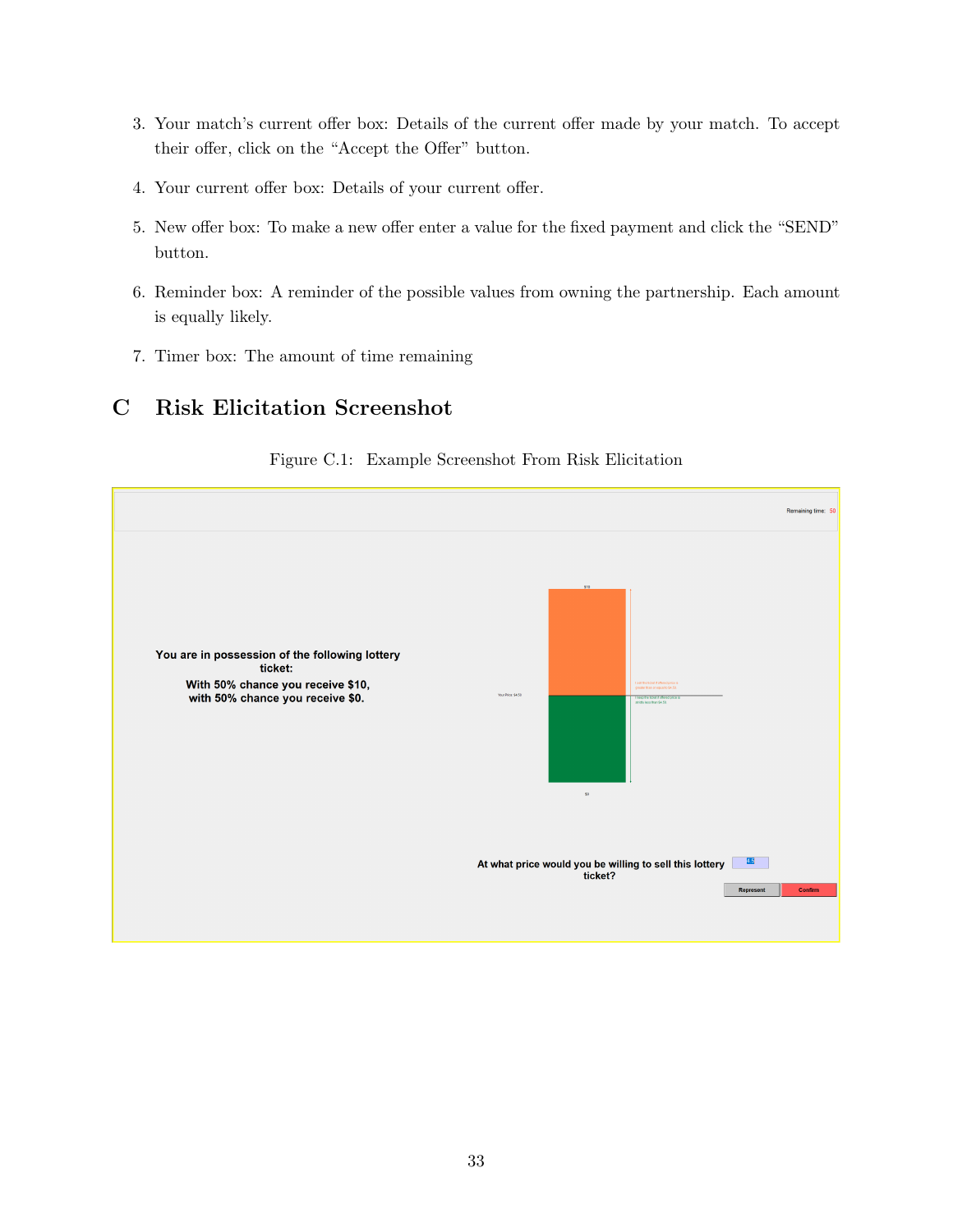3. Your match's current offer box: Details of the current offer made by your match. To accept their offer, click on the "Accept the Offer" button.
4. Your current offer box: Details of your current offer.
5. New offer box: To make a new offer enter a value for the fixed payment and click the "SEND" button.
6. Reminder box: A reminder of the possible values from owning the partnership. Each amount is equally likely.
7. Timer box: The amount of time remaining

# C Risk Elicitation Screenshot

Figure C.1: Example Screenshot From Risk Elicitation

Remaining time: 50

You are in possession of the following lottery ticket:

With 50% chance you receive $10,
with 50% chance you receive $0.

$10

Your Price: $4.50

$0

At what price would you be willing to sell this lottery ticket?

4.5

Represent

Confirm